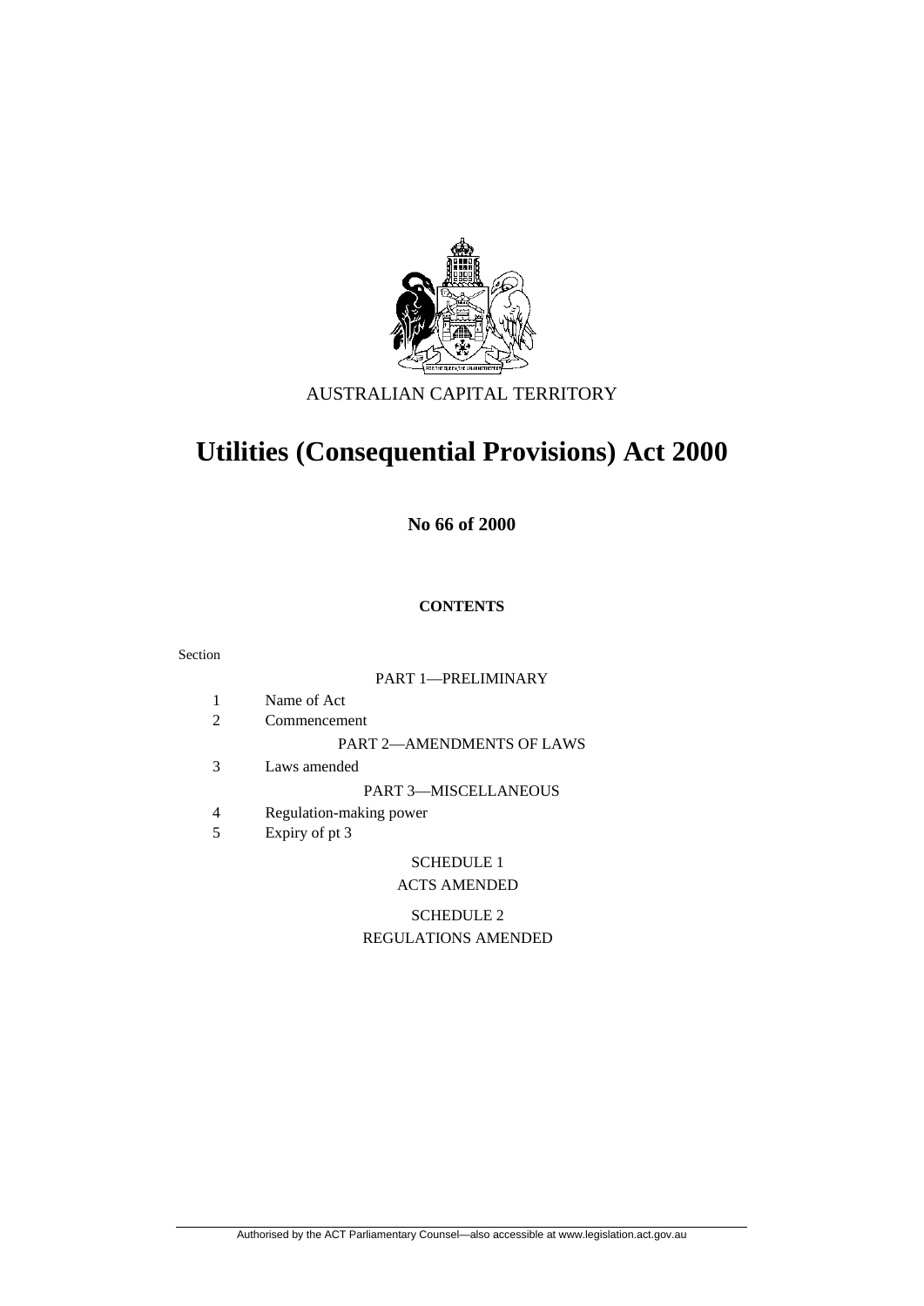AUSTRALIAN CAPITAL TERRITORY

# Utilities (Consequential Provisions) Act 2000

**No 66 of 2000**

**CONTENTS**

Section

PART 1—PRELIMINARY

1 Name of Act
2 Commencement

PART 2—AMENDMENTS OF LAWS

3 Laws amended

PART 3—MISCELLANEOUS

4 Regulation-making power
5 Expiry of pt 3

SCHEDULE 1
ACTS AMENDED

SCHEDULE 2
REGULATIONS AMENDED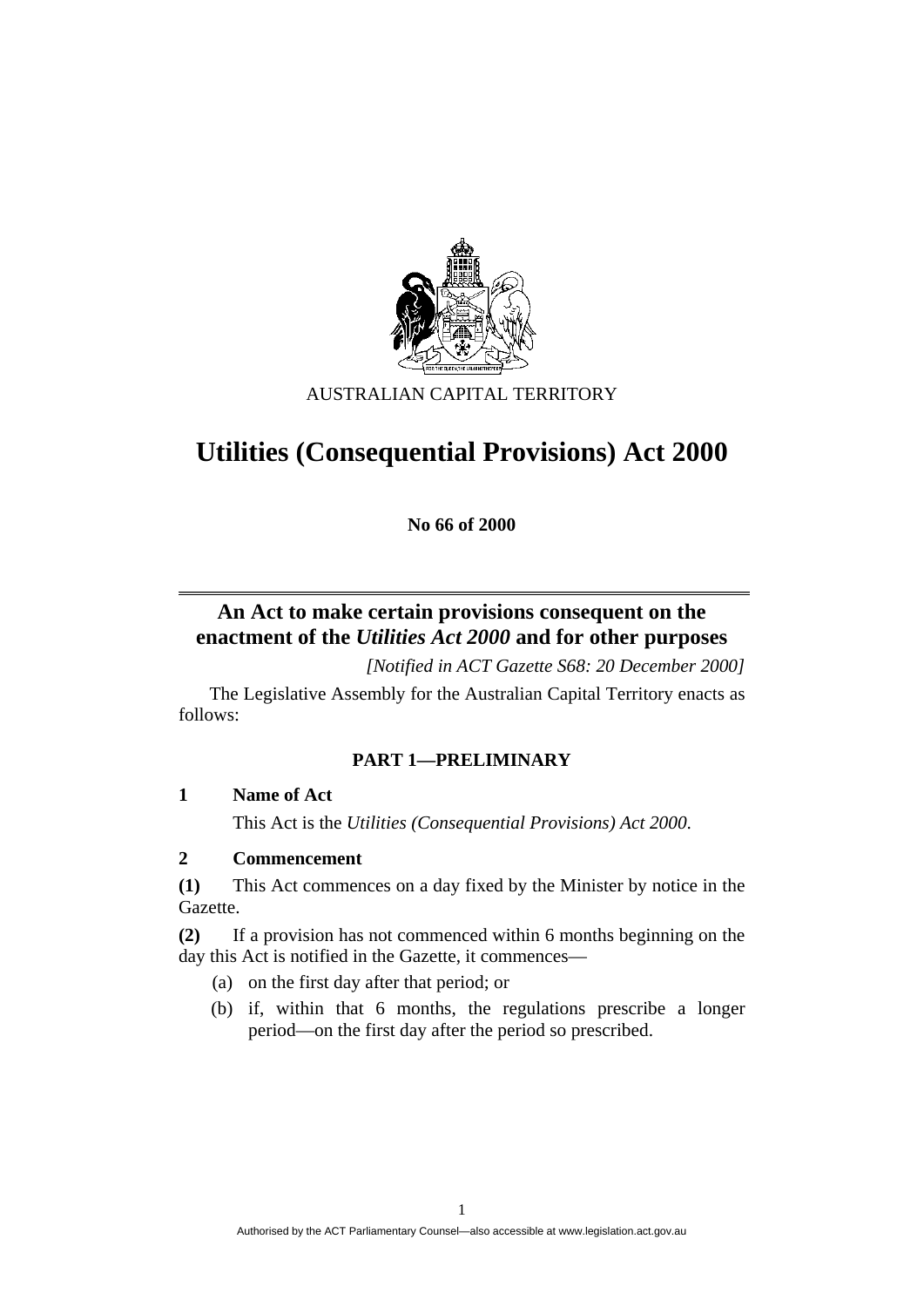AUSTRALIAN CAPITAL TERRITORY

# Utilities (Consequential Provisions) Act 2000

**No 66 of 2000**

## An Act to make certain provisions consequent on the enactment of the *Utilities Act 2000* and for other purposes

*[Notified in ACT Gazette S68: 20 December 2000]*

The Legislative Assembly for the Australian Capital Territory enacts as follows:

### PART 1—PRELIMINARY

**1 Name of Act**

This Act is the *Utilities (Consequential Provisions) Act 2000*.

**2 Commencement**

**(1)** This Act commences on a day fixed by the Minister by notice in the Gazette.

**(2)** If a provision has not commenced within 6 months beginning on the day this Act is notified in the Gazette, it commences—

(a) on the first day after that period; or

(b) if, within that 6 months, the regulations prescribe a longer period—on the first day after the period so prescribed.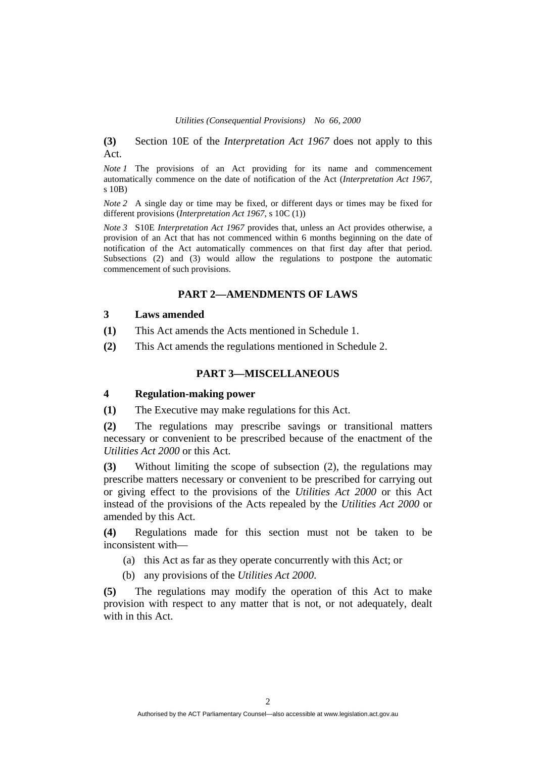**(3)** Section 10E of the *Interpretation Act 1967* does not apply to this Act.

*Note 1* The provisions of an Act providing for its name and commencement automatically commence on the date of notification of the Act (*Interpretation Act 1967*, s 10B)

*Note 2* A single day or time may be fixed, or different days or times may be fixed for different provisions (*Interpretation Act 1967*, s 10C (1))

*Note 3* S10E *Interpretation Act 1967* provides that, unless an Act provides otherwise, a provision of an Act that has not commenced within 6 months beginning on the date of notification of the Act automatically commences on that first day after that period. Subsections (2) and (3) would allow the regulations to postpone the automatic commencement of such provisions.

## PART 2—AMENDMENTS OF LAWS

### 3 Laws amended

**(1)** This Act amends the Acts mentioned in Schedule 1.

**(2)** This Act amends the regulations mentioned in Schedule 2.

## PART 3—MISCELLANEOUS

### 4 Regulation-making power

**(1)** The Executive may make regulations for this Act.

**(2)** The regulations may prescribe savings or transitional matters necessary or convenient to be prescribed because of the enactment of the *Utilities Act 2000* or this Act.

**(3)** Without limiting the scope of subsection (2), the regulations may prescribe matters necessary or convenient to be prescribed for carrying out or giving effect to the provisions of the *Utilities Act 2000* or this Act instead of the provisions of the Acts repealed by the *Utilities Act 2000* or amended by this Act.

**(4)** Regulations made for this section must not be taken to be inconsistent with—

(a) this Act as far as they operate concurrently with this Act; or

(b) any provisions of the *Utilities Act 2000*.

**(5)** The regulations may modify the operation of this Act to make provision with respect to any matter that is not, or not adequately, dealt with in this Act.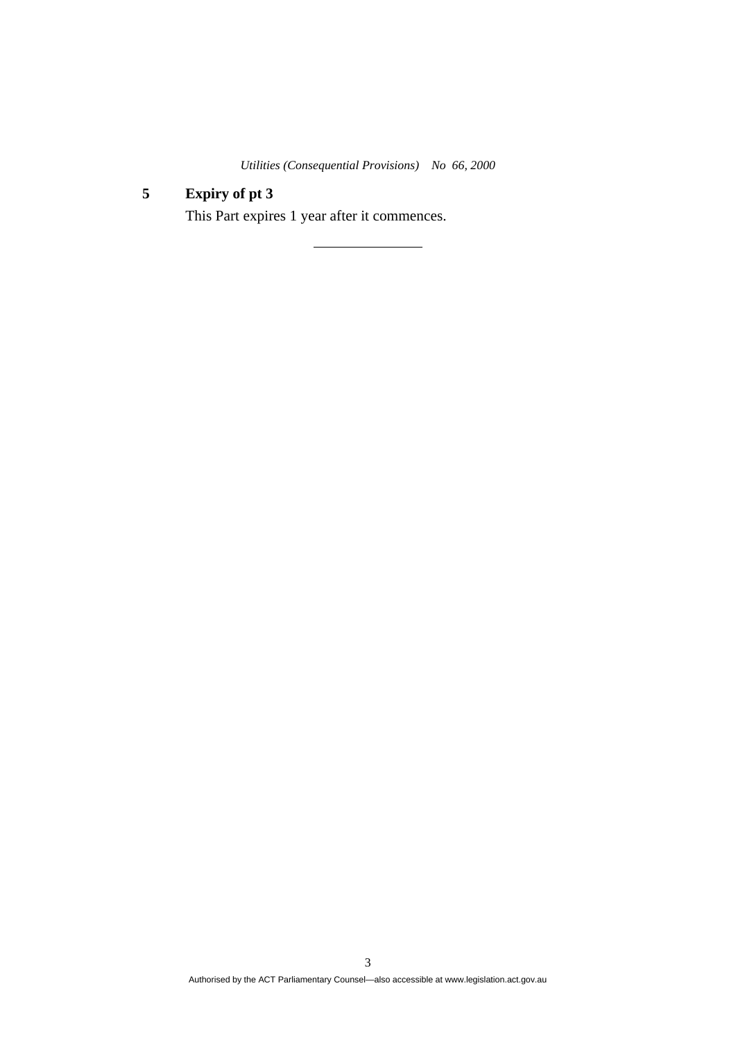### 5 Expiry of pt 3

This Part expires 1 year after it commences.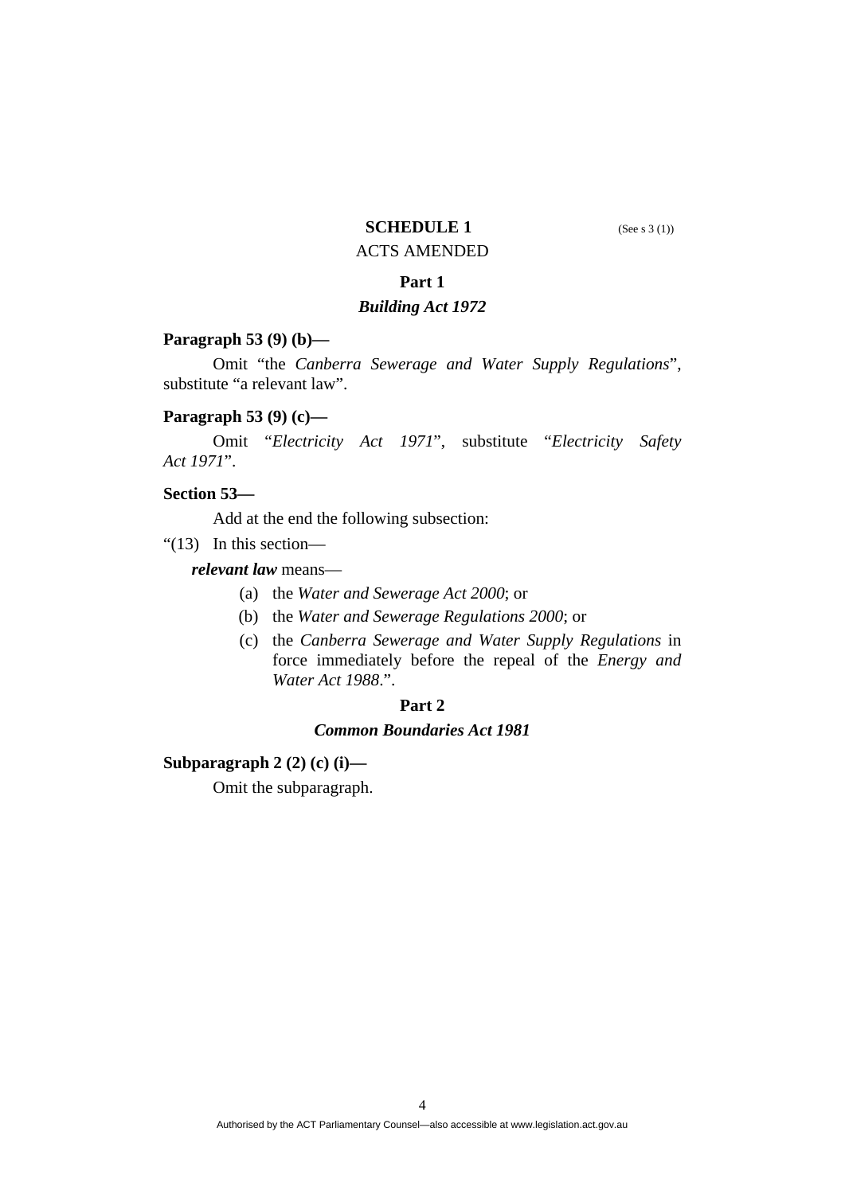## SCHEDULE 1

(See s 3 (1))

ACTS AMENDED

### Part 1

### *Building Act 1972*

**Paragraph 53 (9) (b)—**

Omit "the *Canberra Sewerage and Water Supply Regulations*", substitute "a relevant law".

**Paragraph 53 (9) (c)—**

Omit "*Electricity Act 1971*", substitute "*Electricity Safety Act 1971*".

**Section 53—**

Add at the end the following subsection:

"(13) In this section—

***relevant law*** means—

(a) the *Water and Sewerage Act 2000*; or

(b) the *Water and Sewerage Regulations 2000*; or

(c) the *Canberra Sewerage and Water Supply Regulations* in force immediately before the repeal of the *Energy and Water Act 1988*.".

### Part 2

### *Common Boundaries Act 1981*

**Subparagraph 2 (2) (c) (i)—**

Omit the subparagraph.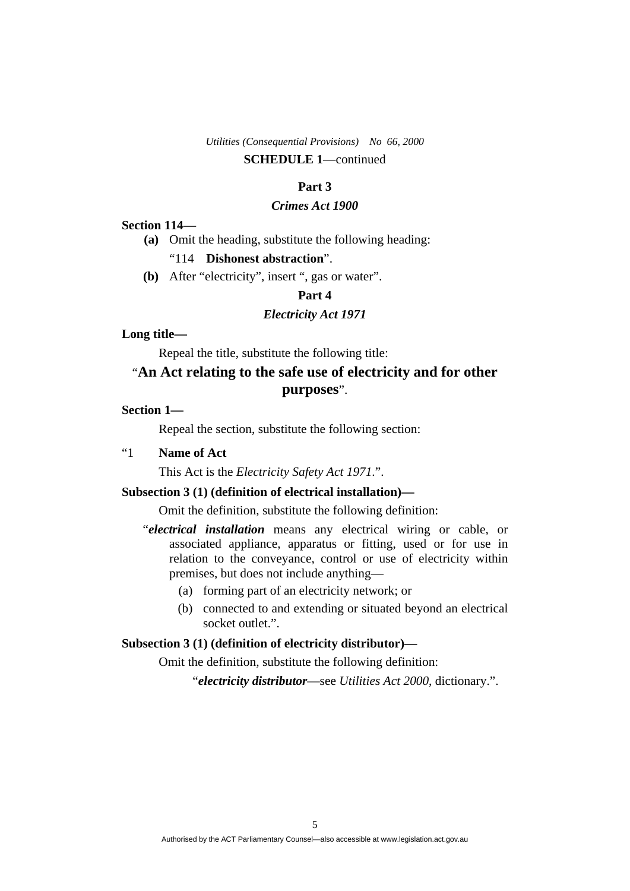**SCHEDULE 1**—continued

## Part 3

### *Crimes Act 1900*

**Section 114—**

**(a)** Omit the heading, substitute the following heading:

"114 **Dishonest abstraction**".

**(b)** After "electricity", insert ", gas or water".

## Part 4

### *Electricity Act 1971*

**Long title—**

Repeal the title, substitute the following title:

"**An Act relating to the safe use of electricity and for other purposes**".

**Section 1—**

Repeal the section, substitute the following section:

"1 **Name of Act**

This Act is the *Electricity Safety Act 1971*.".

**Subsection 3 (1) (definition of electrical installation)—**

Omit the definition, substitute the following definition:

"***electrical installation*** means any electrical wiring or cable, or associated appliance, apparatus or fitting, used or for use in relation to the conveyance, control or use of electricity within premises, but does not include anything—

(a) forming part of an electricity network; or

(b) connected to and extending or situated beyond an electrical socket outlet.".

**Subsection 3 (1) (definition of electricity distributor)—**

Omit the definition, substitute the following definition:

"***electricity distributor***—see *Utilities Act 2000*, dictionary.".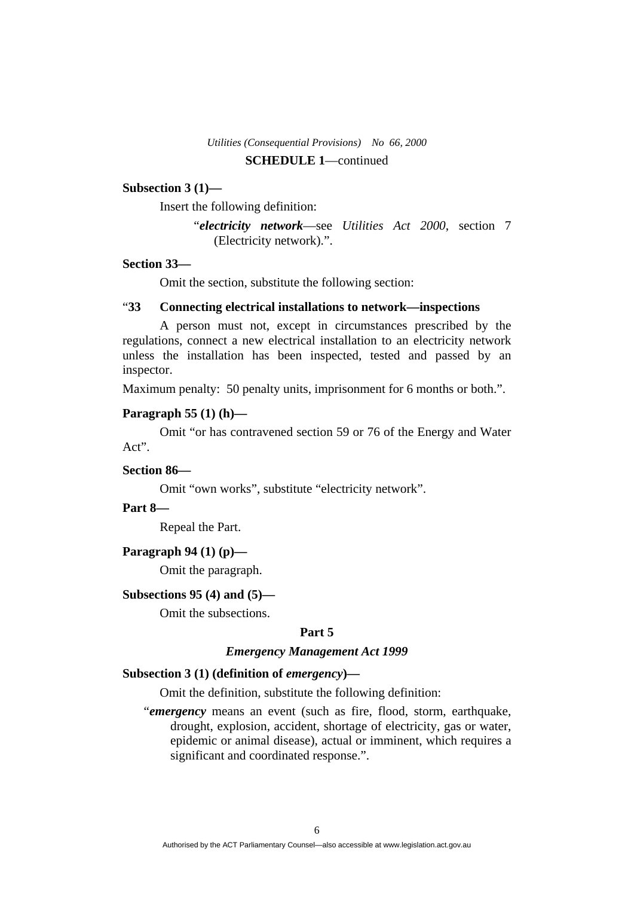**SCHEDULE 1**—continued

**Subsection 3 (1)—**

Insert the following definition:

"***electricity network***—see *Utilities Act 2000*, section 7 (Electricity network).".

**Section 33—**

Omit the section, substitute the following section:

"**33 Connecting electrical installations to network—inspections**

A person must not, except in circumstances prescribed by the regulations, connect a new electrical installation to an electricity network unless the installation has been inspected, tested and passed by an inspector.

Maximum penalty: 50 penalty units, imprisonment for 6 months or both.".

**Paragraph 55 (1) (h)—**

Omit "or has contravened section 59 or 76 of the Energy and Water Act".

**Section 86—**

Omit "own works", substitute "electricity network".

**Part 8—**

Repeal the Part.

**Paragraph 94 (1) (p)—**

Omit the paragraph.

**Subsections 95 (4) and (5)—**

Omit the subsections.

## Part 5

### *Emergency Management Act 1999*

**Subsection 3 (1) (definition of *emergency*)—**

Omit the definition, substitute the following definition:

"***emergency*** means an event (such as fire, flood, storm, earthquake, drought, explosion, accident, shortage of electricity, gas or water, epidemic or animal disease), actual or imminent, which requires a significant and coordinated response.".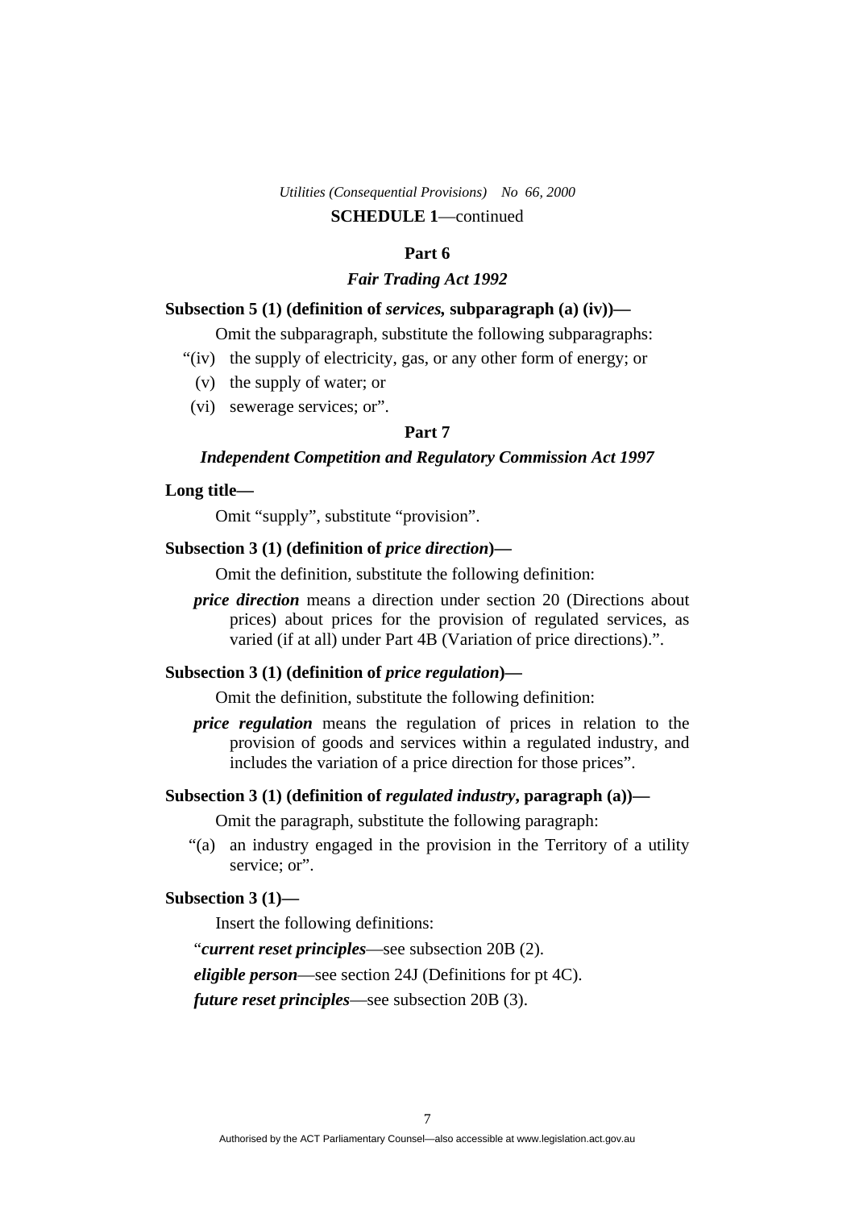**SCHEDULE 1**—continued

## Part 6

## *Fair Trading Act 1992*

**Subsection 5 (1) (definition of *services,* subparagraph (a) (iv))—**

Omit the subparagraph, substitute the following subparagraphs:

“(iv) the supply of electricity, gas, or any other form of energy; or

(v) the supply of water; or

(vi) sewerage services; or”.

## Part 7

## *Independent Competition and Regulatory Commission Act 1997*

**Long title—**

Omit “supply”, substitute “provision”.

**Subsection 3 (1) (definition of *price direction*)—**

Omit the definition, substitute the following definition:

***price direction*** means a direction under section 20 (Directions about prices) about prices for the provision of regulated services, as varied (if at all) under Part 4B (Variation of price directions).”.

**Subsection 3 (1) (definition of *price regulation*)—**

Omit the definition, substitute the following definition:

***price regulation*** means the regulation of prices in relation to the provision of goods and services within a regulated industry, and includes the variation of a price direction for those prices”.

**Subsection 3 (1) (definition of *regulated industry*, paragraph (a))—**

Omit the paragraph, substitute the following paragraph:

“(a) an industry engaged in the provision in the Territory of a utility service; or”.

**Subsection 3 (1)—**

Insert the following definitions:

“***current reset principles***—see subsection 20B (2).

***eligible person***—see section 24J (Definitions for pt 4C).

***future reset principles***—see subsection 20B (3).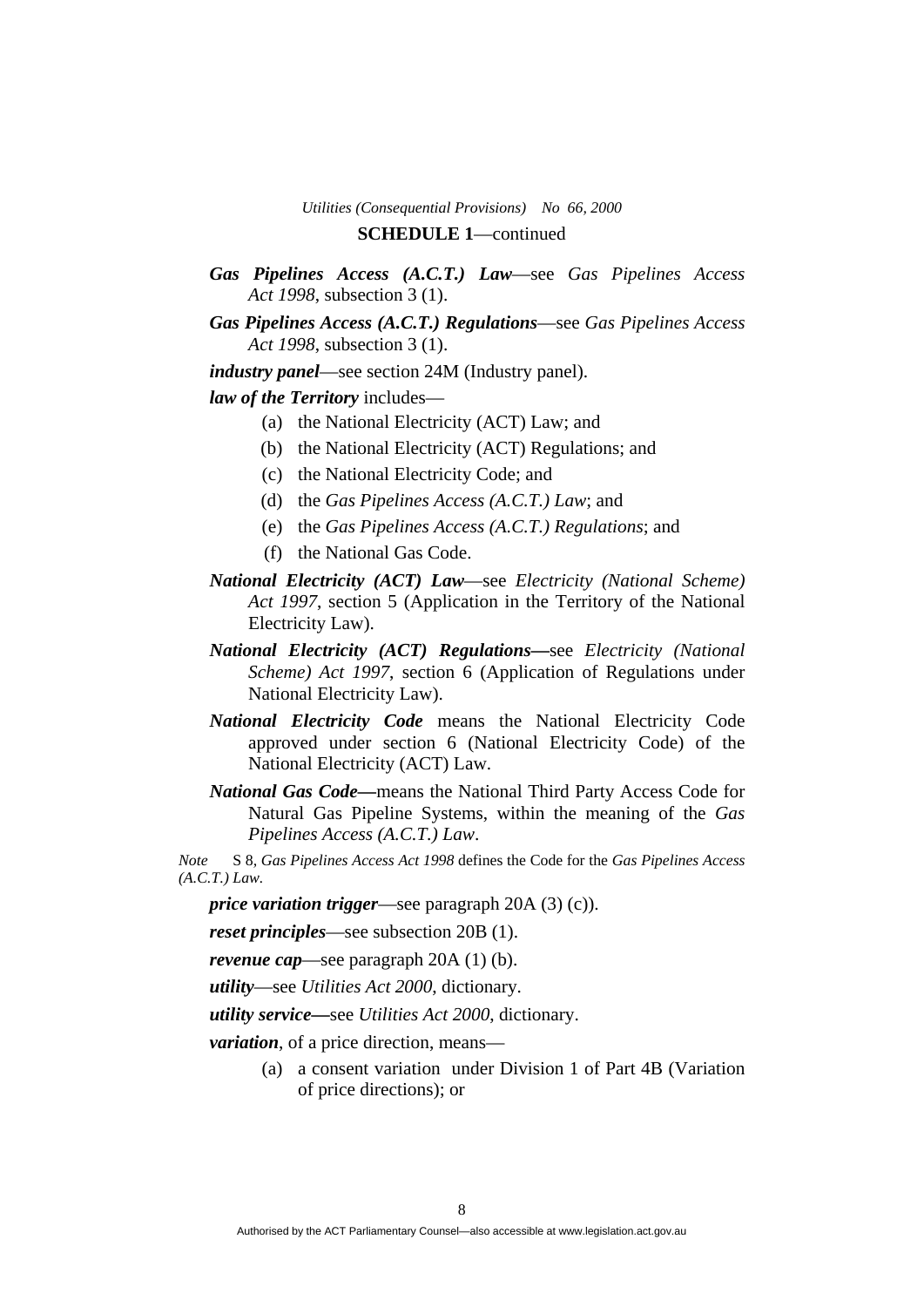**SCHEDULE 1**—continued

***Gas Pipelines Access (A.C.T.) Law***—see *Gas Pipelines Access Act 1998*, subsection 3 (1).

***Gas Pipelines Access (A.C.T.) Regulations***—see *Gas Pipelines Access Act 1998*, subsection 3 (1).

***industry panel***—see section 24M (Industry panel).

***law of the Territory*** includes—

(a) the National Electricity (ACT) Law; and

(b) the National Electricity (ACT) Regulations; and

(c) the National Electricity Code; and

(d) the *Gas Pipelines Access (A.C.T.) Law*; and

(e) the *Gas Pipelines Access (A.C.T.) Regulations*; and

(f) the National Gas Code.

***National Electricity (ACT) Law***—see *Electricity (National Scheme) Act 1997*, section 5 (Application in the Territory of the National Electricity Law).

***National Electricity (ACT) Regulations—***see *Electricity (National Scheme) Act 1997*, section 6 (Application of Regulations under National Electricity Law).

***National Electricity Code*** means the National Electricity Code approved under section 6 (National Electricity Code) of the National Electricity (ACT) Law.

***National Gas Code—***means the National Third Party Access Code for Natural Gas Pipeline Systems, within the meaning of the *Gas Pipelines Access (A.C.T.) Law*.

*Note* S 8, *Gas Pipelines Access Act 1998* defines the Code for the *Gas Pipelines Access (A.C.T.) Law*.

***price variation trigger***—see paragraph 20A (3) (c)).

***reset principles***—see subsection 20B (1).

***revenue cap***—see paragraph 20A (1) (b).

***utility***—see *Utilities Act 2000*, dictionary.

***utility service—***see *Utilities Act 2000*, dictionary.

***variation***, of a price direction, means—

(a) a consent variation under Division 1 of Part 4B (Variation of price directions); or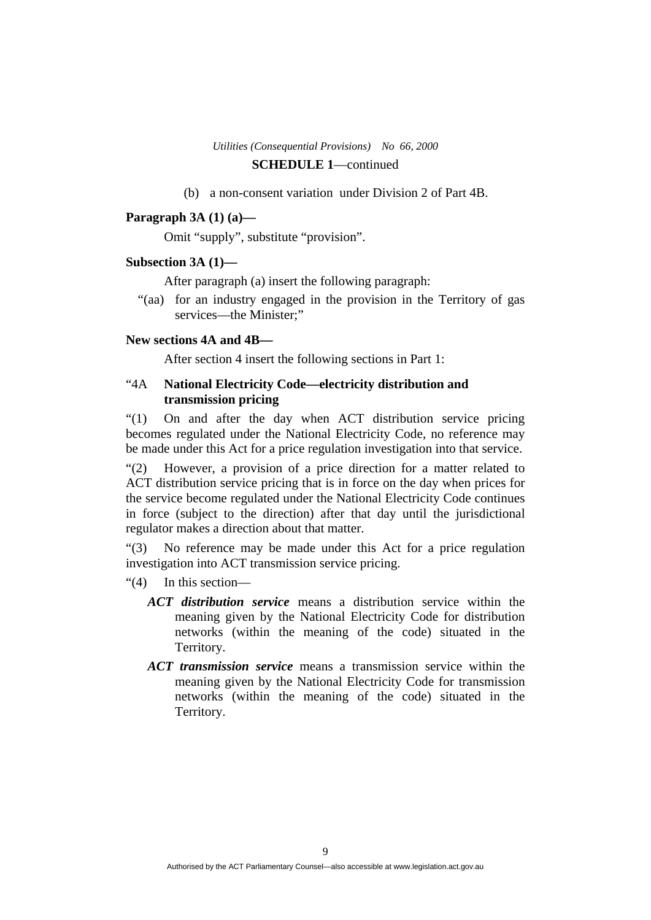(b) a non-consent variation under Division 2 of Part 4B.

**Paragraph 3A (1) (a)—**

Omit “supply”, substitute “provision”.

**Subsection 3A (1)—**

After paragraph (a) insert the following paragraph:

“(aa) for an industry engaged in the provision in the Territory of gas services—the Minister;”

**New sections 4A and 4B—**

After section 4 insert the following sections in Part 1:

“4A **National Electricity Code—electricity distribution and transmission pricing**

“(1) On and after the day when ACT distribution service pricing becomes regulated under the National Electricity Code, no reference may be made under this Act for a price regulation investigation into that service.

“(2) However, a provision of a price direction for a matter related to ACT distribution service pricing that is in force on the day when prices for the service become regulated under the National Electricity Code continues in force (subject to the direction) after that day until the jurisdictional regulator makes a direction about that matter.

“(3) No reference may be made under this Act for a price regulation investigation into ACT transmission service pricing.

“(4) In this section—

***ACT distribution service*** means a distribution service within the meaning given by the National Electricity Code for distribution networks (within the meaning of the code) situated in the Territory.

***ACT transmission service*** means a transmission service within the meaning given by the National Electricity Code for transmission networks (within the meaning of the code) situated in the Territory.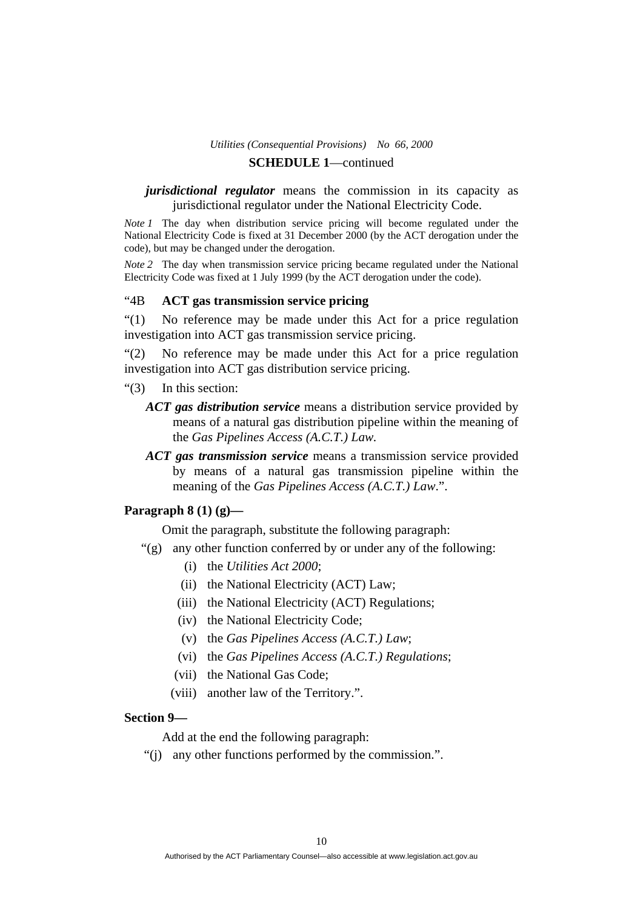**SCHEDULE 1**—continued

***jurisdictional regulator*** means the commission in its capacity as jurisdictional regulator under the National Electricity Code.

*Note 1* The day when distribution service pricing will become regulated under the National Electricity Code is fixed at 31 December 2000 (by the ACT derogation under the code), but may be changed under the derogation.

*Note 2* The day when transmission service pricing became regulated under the National Electricity Code was fixed at 1 July 1999 (by the ACT derogation under the code).

"4B **ACT gas transmission service pricing**

"(1) No reference may be made under this Act for a price regulation investigation into ACT gas transmission service pricing.

"(2) No reference may be made under this Act for a price regulation investigation into ACT gas distribution service pricing.

"(3) In this section:

***ACT gas distribution service*** means a distribution service provided by means of a natural gas distribution pipeline within the meaning of the *Gas Pipelines Access (A.C.T.) Law*.

***ACT gas transmission service*** means a transmission service provided by means of a natural gas transmission pipeline within the meaning of the *Gas Pipelines Access (A.C.T.) Law*.".

**Paragraph 8 (1) (g)—**

Omit the paragraph, substitute the following paragraph:

"(g) any other function conferred by or under any of the following:

(i) the *Utilities Act 2000*;

(ii) the National Electricity (ACT) Law;

(iii) the National Electricity (ACT) Regulations;

(iv) the National Electricity Code;

(v) the *Gas Pipelines Access (A.C.T.) Law*;

(vi) the *Gas Pipelines Access (A.C.T.) Regulations*;

(vii) the National Gas Code;

(viii) another law of the Territory.".

**Section 9—**

Add at the end the following paragraph:

"(j) any other functions performed by the commission.".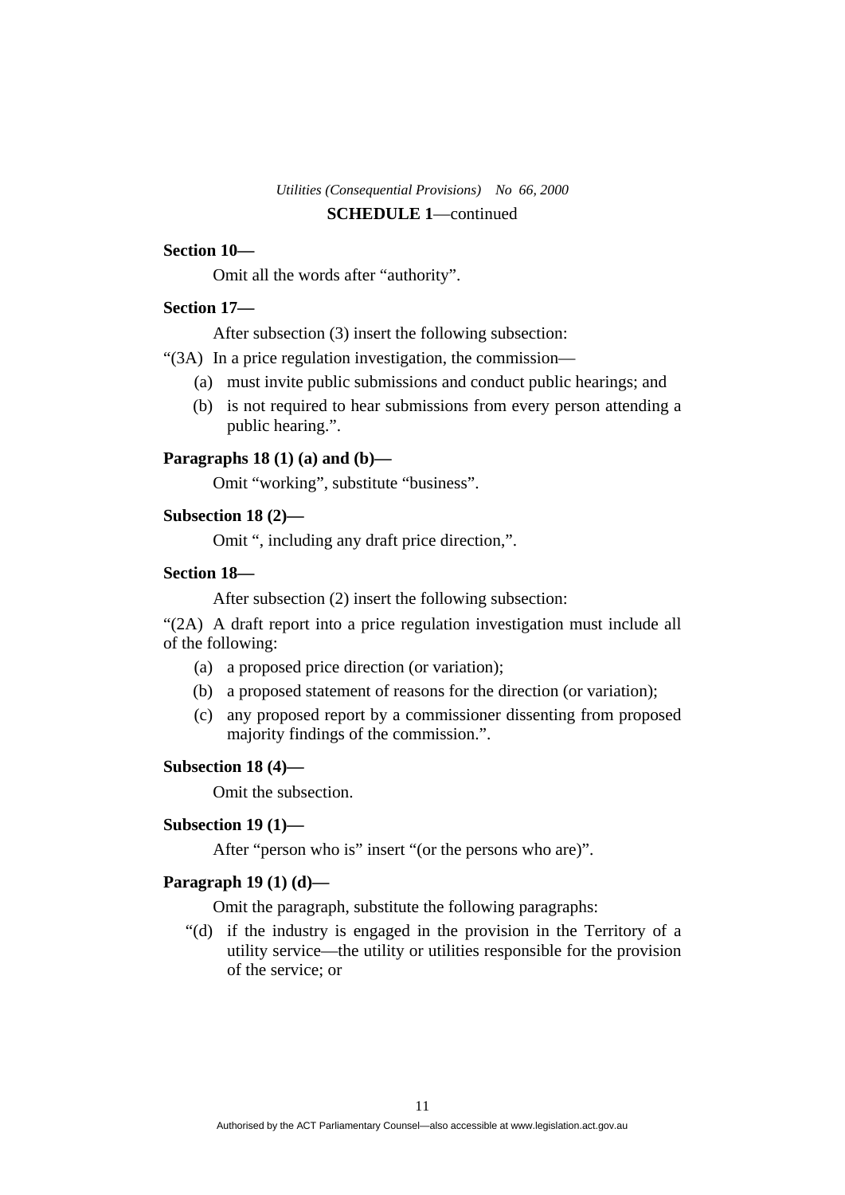**SCHEDULE 1**—continued

**Section 10—**

Omit all the words after "authority".

**Section 17—**

After subsection (3) insert the following subsection:

"(3A) In a price regulation investigation, the commission—

(a) must invite public submissions and conduct public hearings; and

(b) is not required to hear submissions from every person attending a public hearing.".

**Paragraphs 18 (1) (a) and (b)—**

Omit "working", substitute "business".

**Subsection 18 (2)—**

Omit ", including any draft price direction,".

**Section 18—**

After subsection (2) insert the following subsection:

"(2A) A draft report into a price regulation investigation must include all of the following:

(a) a proposed price direction (or variation);

(b) a proposed statement of reasons for the direction (or variation);

(c) any proposed report by a commissioner dissenting from proposed majority findings of the commission.".

**Subsection 18 (4)—**

Omit the subsection.

**Subsection 19 (1)—**

After "person who is" insert "(or the persons who are)".

**Paragraph 19 (1) (d)—**

Omit the paragraph, substitute the following paragraphs:

"(d) if the industry is engaged in the provision in the Territory of a utility service—the utility or utilities responsible for the provision of the service; or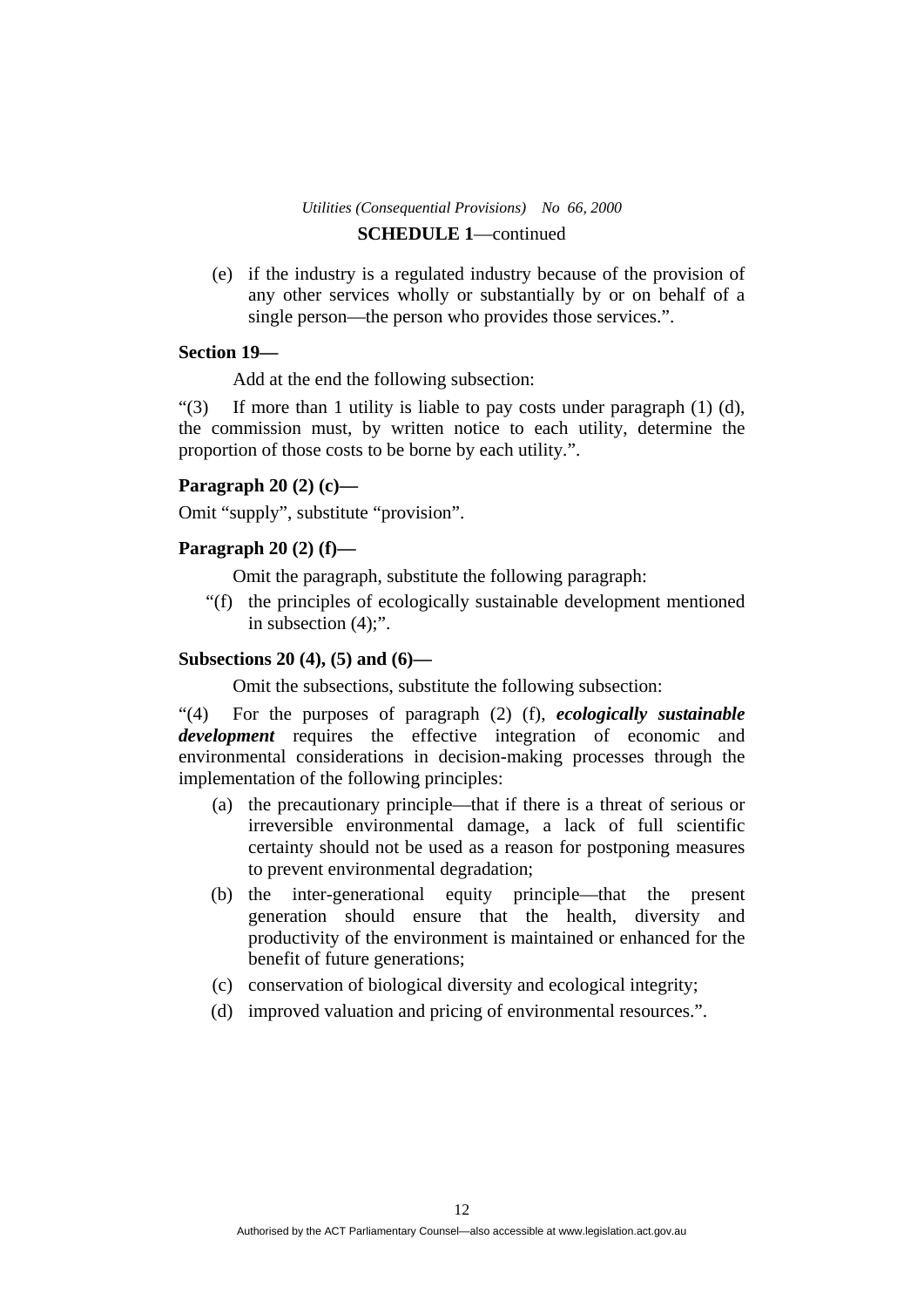**SCHEDULE 1**—continued

(e) if the industry is a regulated industry because of the provision of any other services wholly or substantially by or on behalf of a single person—the person who provides those services.”.

**Section 19—**

Add at the end the following subsection:

“(3) If more than 1 utility is liable to pay costs under paragraph (1) (d), the commission must, by written notice to each utility, determine the proportion of those costs to be borne by each utility.”.

**Paragraph 20 (2) (c)—**

Omit “supply”, substitute “provision”.

**Paragraph 20 (2) (f)—**

Omit the paragraph, substitute the following paragraph:

“(f) the principles of ecologically sustainable development mentioned in subsection (4);”.

**Subsections 20 (4), (5) and (6)—**

Omit the subsections, substitute the following subsection:

“(4) For the purposes of paragraph (2) (f), ***ecologically sustainable development*** requires the effective integration of economic and environmental considerations in decision-making processes through the implementation of the following principles:

(a) the precautionary principle—that if there is a threat of serious or irreversible environmental damage, a lack of full scientific certainty should not be used as a reason for postponing measures to prevent environmental degradation;

(b) the inter-generational equity principle—that the present generation should ensure that the health, diversity and productivity of the environment is maintained or enhanced for the benefit of future generations;

(c) conservation of biological diversity and ecological integrity;

(d) improved valuation and pricing of environmental resources.”.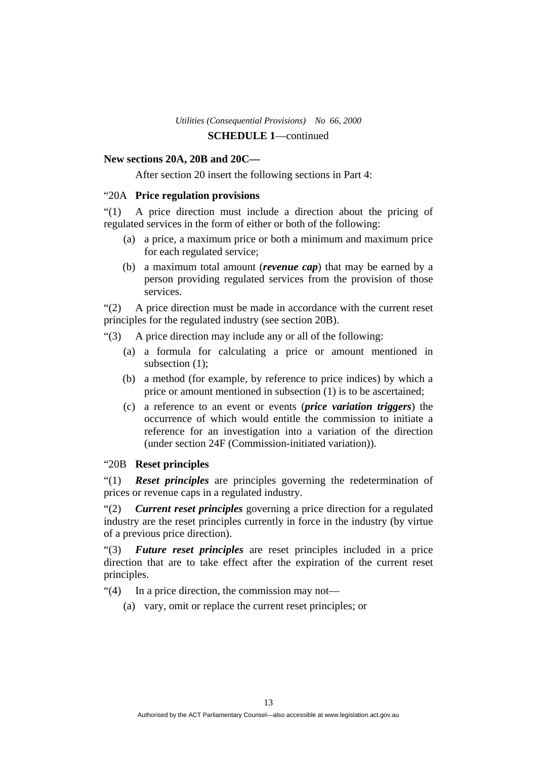**New sections 20A, 20B and 20C—**

After section 20 insert the following sections in Part 4:

"20A **Price regulation provisions**

"(1) A price direction must include a direction about the pricing of regulated services in the form of either or both of the following:

(a) a price, a maximum price or both a minimum and maximum price for each regulated service;

(b) a maximum total amount (***revenue cap***) that may be earned by a person providing regulated services from the provision of those services.

"(2) A price direction must be made in accordance with the current reset principles for the regulated industry (see section 20B).

"(3) A price direction may include any or all of the following:

(a) a formula for calculating a price or amount mentioned in subsection (1);

(b) a method (for example, by reference to price indices) by which a price or amount mentioned in subsection (1) is to be ascertained;

(c) a reference to an event or events (***price variation triggers***) the occurrence of which would entitle the commission to initiate a reference for an investigation into a variation of the direction (under section 24F (Commission-initiated variation)).

"20B **Reset principles**

"(1) ***Reset principles*** are principles governing the redetermination of prices or revenue caps in a regulated industry.

"(2) ***Current reset principles*** governing a price direction for a regulated industry are the reset principles currently in force in the industry (by virtue of a previous price direction).

"(3) ***Future reset principles*** are reset principles included in a price direction that are to take effect after the expiration of the current reset principles.

"(4) In a price direction, the commission may not—

(a) vary, omit or replace the current reset principles; or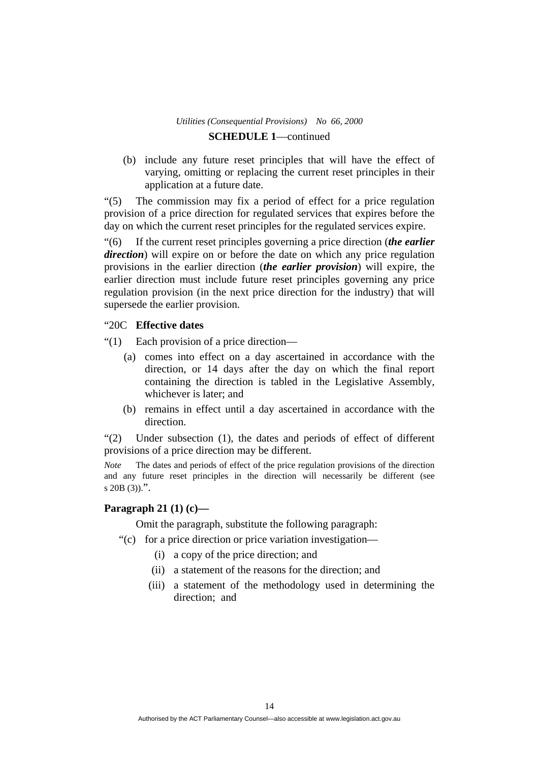(b) include any future reset principles that will have the effect of varying, omitting or replacing the current reset principles in their application at a future date.

"(5) The commission may fix a period of effect for a price regulation provision of a price direction for regulated services that expires before the day on which the current reset principles for the regulated services expire.

"(6) If the current reset principles governing a price direction (***the earlier direction***) will expire on or before the date on which any price regulation provisions in the earlier direction (***the earlier provision***) will expire, the earlier direction must include future reset principles governing any price regulation provision (in the next price direction for the industry) that will supersede the earlier provision.

"20C **Effective dates**

"(1) Each provision of a price direction—

(a) comes into effect on a day ascertained in accordance with the direction, or 14 days after the day on which the final report containing the direction is tabled in the Legislative Assembly, whichever is later; and

(b) remains in effect until a day ascertained in accordance with the direction.

"(2) Under subsection (1), the dates and periods of effect of different provisions of a price direction may be different.

*Note* The dates and periods of effect of the price regulation provisions of the direction and any future reset principles in the direction will necessarily be different (see s 20B (3)).".

**Paragraph 21 (1) (c)—**

Omit the paragraph, substitute the following paragraph:

"(c) for a price direction or price variation investigation—

(i) a copy of the price direction; and

(ii) a statement of the reasons for the direction; and

(iii) a statement of the methodology used in determining the direction; and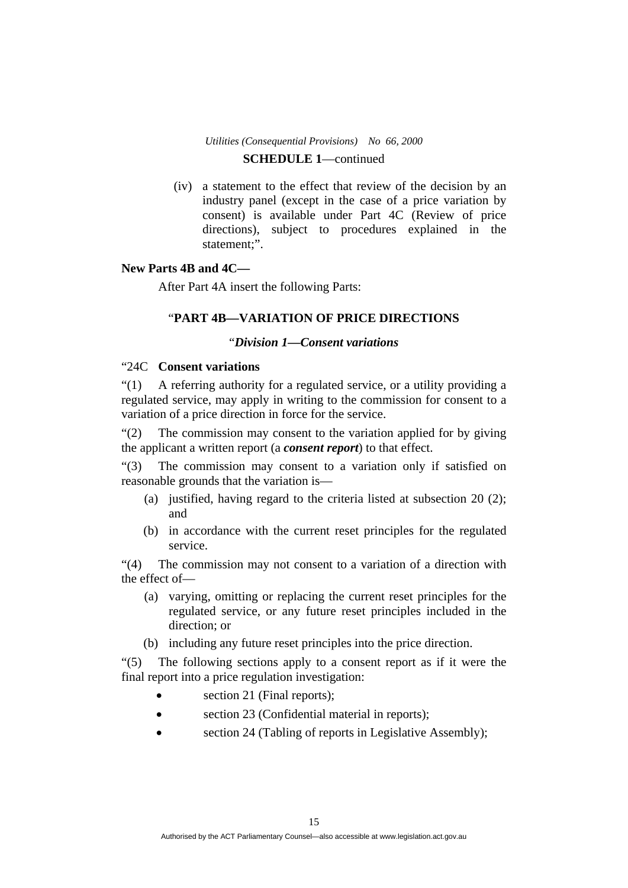**SCHEDULE 1**—continued

(iv) a statement to the effect that review of the decision by an industry panel (except in the case of a price variation by consent) is available under Part 4C (Review of price directions), subject to procedures explained in the statement;".

**New Parts 4B and 4C—**

After Part 4A insert the following Parts:

### "PART 4B—VARIATION OF PRICE DIRECTIONS

#### "*Division 1—Consent variations*

"24C **Consent variations**

"(1) A referring authority for a regulated service, or a utility providing a regulated service, may apply in writing to the commission for consent to a variation of a price direction in force for the service.

"(2) The commission may consent to the variation applied for by giving the applicant a written report (a ***consent report***) to that effect.

"(3) The commission may consent to a variation only if satisfied on reasonable grounds that the variation is—

- (a) justified, having regard to the criteria listed at subsection 20 (2); and
- (b) in accordance with the current reset principles for the regulated service.

"(4) The commission may not consent to a variation of a direction with the effect of—

- (a) varying, omitting or replacing the current reset principles for the regulated service, or any future reset principles included in the direction; or
- (b) including any future reset principles into the price direction.

"(5) The following sections apply to a consent report as if it were the final report into a price regulation investigation:

- section 21 (Final reports);
- section 23 (Confidential material in reports);
- section 24 (Tabling of reports in Legislative Assembly);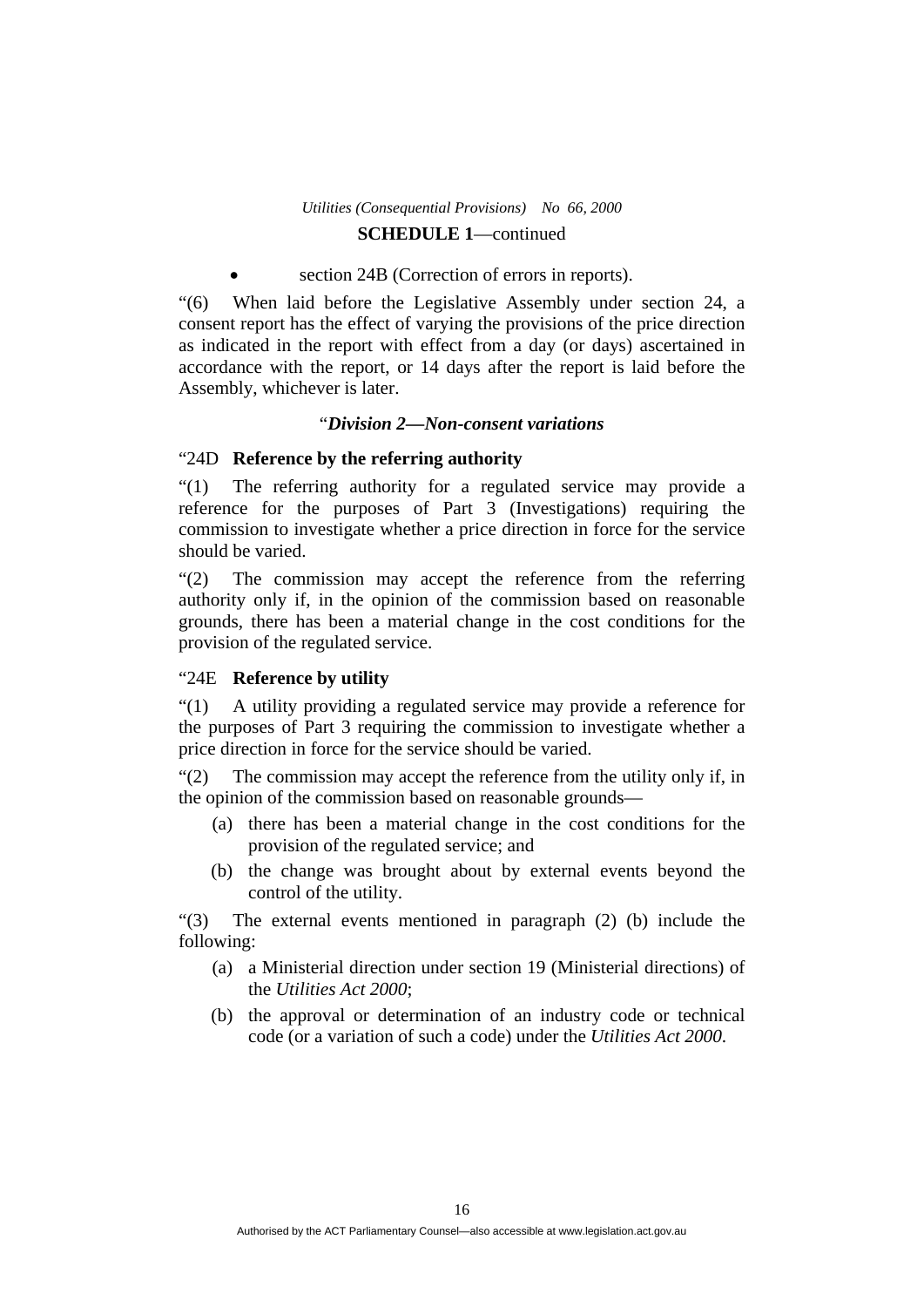- section 24B (Correction of errors in reports).

"(6) When laid before the Legislative Assembly under section 24, a consent report has the effect of varying the provisions of the price direction as indicated in the report with effect from a day (or days) ascertained in accordance with the report, or 14 days after the report is laid before the Assembly, whichever is later.

"***Division 2—Non-consent variations***

"24D **Reference by the referring authority**

"(1) The referring authority for a regulated service may provide a reference for the purposes of Part 3 (Investigations) requiring the commission to investigate whether a price direction in force for the service should be varied.

"(2) The commission may accept the reference from the referring authority only if, in the opinion of the commission based on reasonable grounds, there has been a material change in the cost conditions for the provision of the regulated service.

"24E **Reference by utility**

"(1) A utility providing a regulated service may provide a reference for the purposes of Part 3 requiring the commission to investigate whether a price direction in force for the service should be varied.

"(2) The commission may accept the reference from the utility only if, in the opinion of the commission based on reasonable grounds—

(a) there has been a material change in the cost conditions for the provision of the regulated service; and

(b) the change was brought about by external events beyond the control of the utility.

"(3) The external events mentioned in paragraph (2) (b) include the following:

(a) a Ministerial direction under section 19 (Ministerial directions) of the *Utilities Act 2000*;

(b) the approval or determination of an industry code or technical code (or a variation of such a code) under the *Utilities Act 2000*.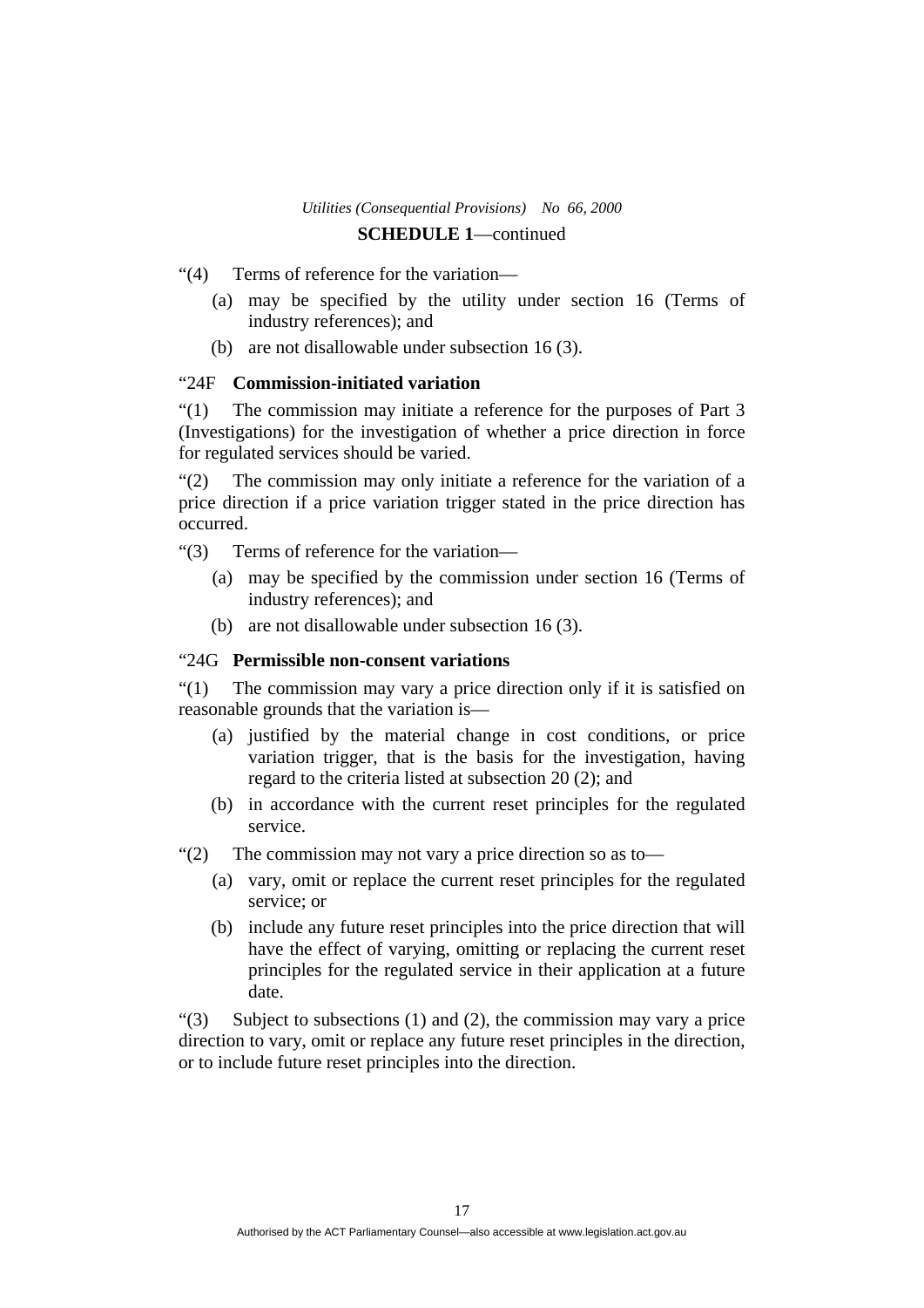"(4) Terms of reference for the variation—

(a) may be specified by the utility under section 16 (Terms of industry references); and

(b) are not disallowable under subsection 16 (3).

"24F **Commission-initiated variation**

"(1) The commission may initiate a reference for the purposes of Part 3 (Investigations) for the investigation of whether a price direction in force for regulated services should be varied.

"(2) The commission may only initiate a reference for the variation of a price direction if a price variation trigger stated in the price direction has occurred.

"(3) Terms of reference for the variation—

(a) may be specified by the commission under section 16 (Terms of industry references); and

(b) are not disallowable under subsection 16 (3).

"24G **Permissible non-consent variations**

"(1) The commission may vary a price direction only if it is satisfied on reasonable grounds that the variation is—

(a) justified by the material change in cost conditions, or price variation trigger, that is the basis for the investigation, having regard to the criteria listed at subsection 20 (2); and

(b) in accordance with the current reset principles for the regulated service.

"(2) The commission may not vary a price direction so as to—

(a) vary, omit or replace the current reset principles for the regulated service; or

(b) include any future reset principles into the price direction that will have the effect of varying, omitting or replacing the current reset principles for the regulated service in their application at a future date.

"(3) Subject to subsections (1) and (2), the commission may vary a price direction to vary, omit or replace any future reset principles in the direction, or to include future reset principles into the direction.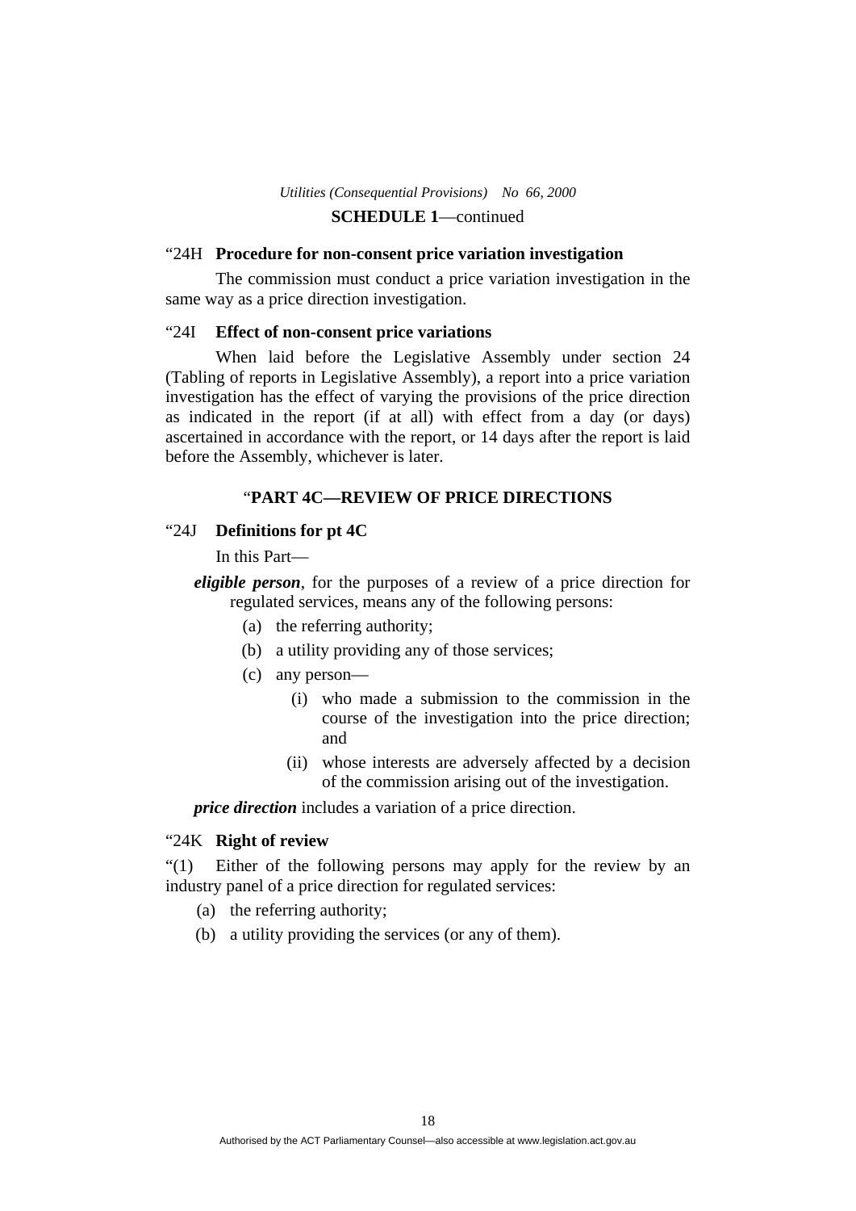“24H **Procedure for non-consent price variation investigation**

The commission must conduct a price variation investigation in the same way as a price direction investigation.

“24I **Effect of non-consent price variations**

When laid before the Legislative Assembly under section 24 (Tabling of reports in Legislative Assembly), a report into a price variation investigation has the effect of varying the provisions of the price direction as indicated in the report (if at all) with effect from a day (or days) ascertained in accordance with the report, or 14 days after the report is laid before the Assembly, whichever is later.

## “PART 4C—REVIEW OF PRICE DIRECTIONS

“24J **Definitions for pt 4C**

In this Part—

***eligible person***, for the purposes of a review of a price direction for regulated services, means any of the following persons:

- (a) the referring authority;
- (b) a utility providing any of those services;
- (c) any person—
  - (i) who made a submission to the commission in the course of the investigation into the price direction; and
  - (ii) whose interests are adversely affected by a decision of the commission arising out of the investigation.

***price direction*** includes a variation of a price direction.

“24K **Right of review**

“(1) Either of the following persons may apply for the review by an industry panel of a price direction for regulated services:

- (a) the referring authority;
- (b) a utility providing the services (or any of them).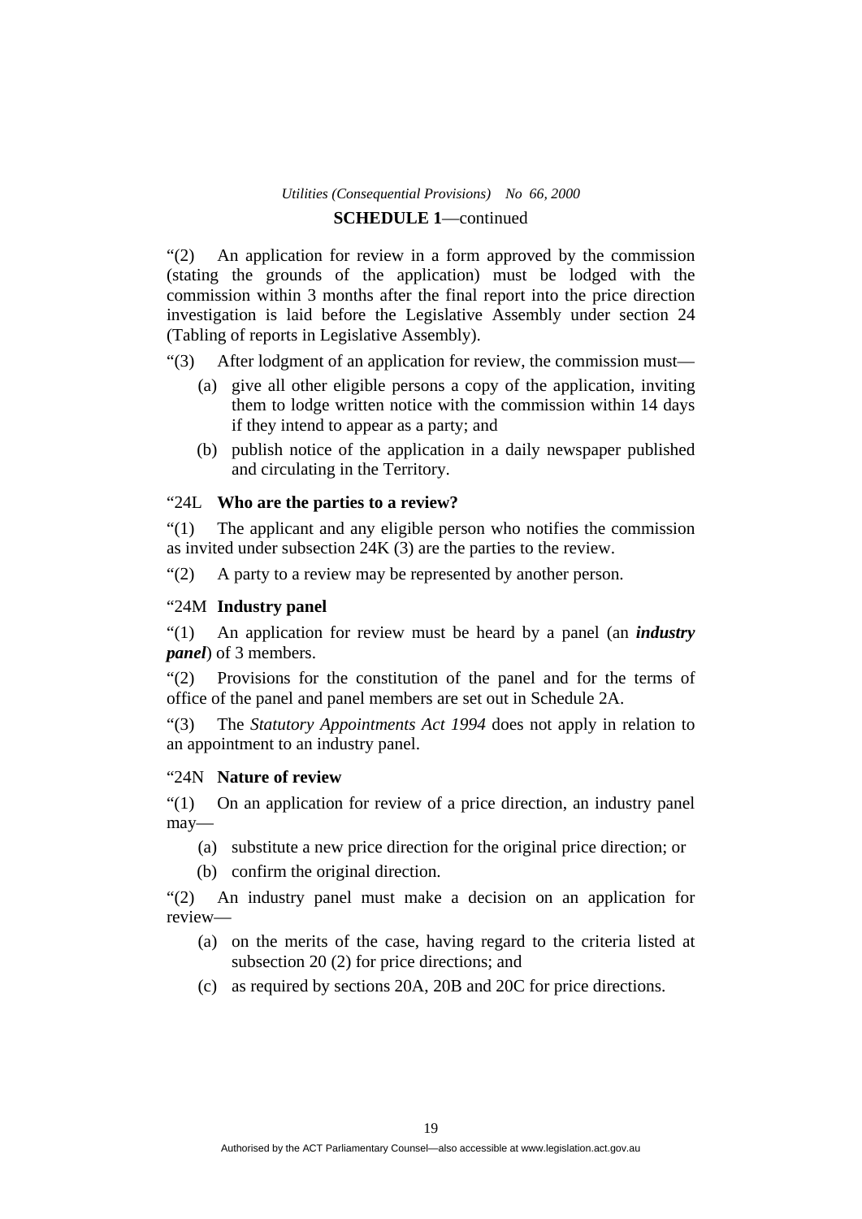"(2) An application for review in a form approved by the commission (stating the grounds of the application) must be lodged with the commission within 3 months after the final report into the price direction investigation is laid before the Legislative Assembly under section 24 (Tabling of reports in Legislative Assembly).

"(3) After lodgment of an application for review, the commission must—

(a) give all other eligible persons a copy of the application, inviting them to lodge written notice with the commission within 14 days if they intend to appear as a party; and

(b) publish notice of the application in a daily newspaper published and circulating in the Territory.

"24L **Who are the parties to a review?**

"(1) The applicant and any eligible person who notifies the commission as invited under subsection 24K (3) are the parties to the review.

"(2) A party to a review may be represented by another person.

"24M **Industry panel**

"(1) An application for review must be heard by a panel (an ***industry panel***) of 3 members.

"(2) Provisions for the constitution of the panel and for the terms of office of the panel and panel members are set out in Schedule 2A.

"(3) The *Statutory Appointments Act 1994* does not apply in relation to an appointment to an industry panel.

"24N **Nature of review**

"(1) On an application for review of a price direction, an industry panel may—

(a) substitute a new price direction for the original price direction; or

(b) confirm the original direction.

"(2) An industry panel must make a decision on an application for review—

(a) on the merits of the case, having regard to the criteria listed at subsection 20 (2) for price directions; and

(c) as required by sections 20A, 20B and 20C for price directions.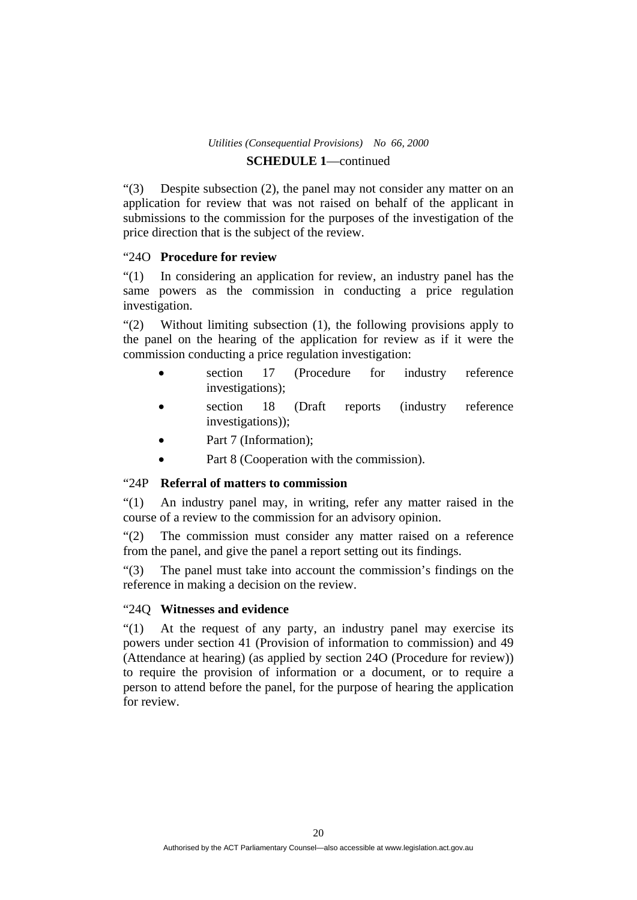“(3) Despite subsection (2), the panel may not consider any matter on an application for review that was not raised on behalf of the applicant in submissions to the commission for the purposes of the investigation of the price direction that is the subject of the review.

“24O **Procedure for review**

“(1) In considering an application for review, an industry panel has the same powers as the commission in conducting a price regulation investigation.

“(2) Without limiting subsection (1), the following provisions apply to the panel on the hearing of the application for review as if it were the commission conducting a price regulation investigation:

- section 17 (Procedure for industry reference investigations);
- section 18 (Draft reports (industry reference investigations));
- Part 7 (Information);
- Part 8 (Cooperation with the commission).

“24P **Referral of matters to commission**

“(1) An industry panel may, in writing, refer any matter raised in the course of a review to the commission for an advisory opinion.

“(2) The commission must consider any matter raised on a reference from the panel, and give the panel a report setting out its findings.

“(3) The panel must take into account the commission’s findings on the reference in making a decision on the review.

“24Q **Witnesses and evidence**

“(1) At the request of any party, an industry panel may exercise its powers under section 41 (Provision of information to commission) and 49 (Attendance at hearing) (as applied by section 24O (Procedure for review)) to require the provision of information or a document, or to require a person to attend before the panel, for the purpose of hearing the application for review.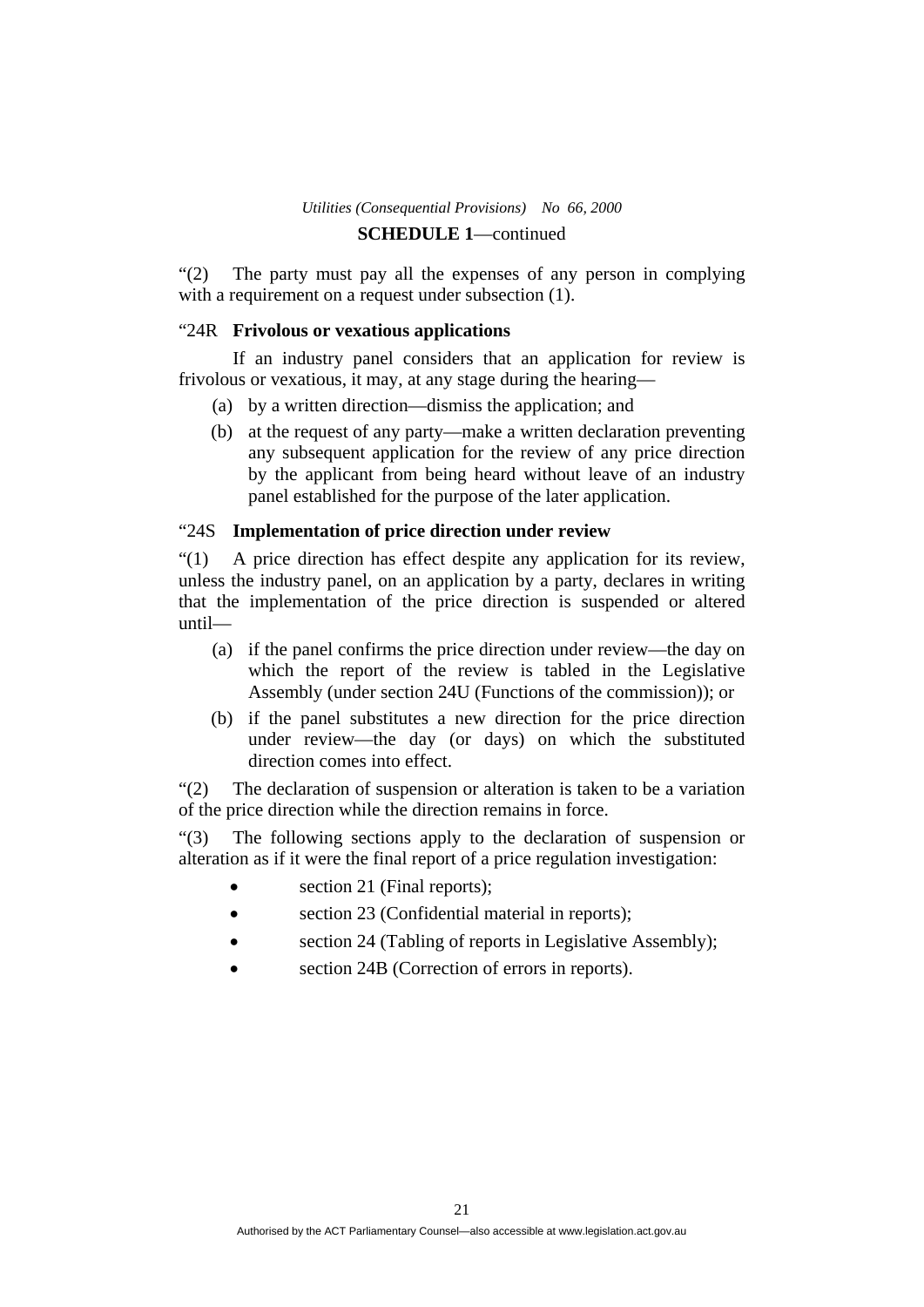“(2) The party must pay all the expenses of any person in complying with a requirement on a request under subsection (1).

“24R **Frivolous or vexatious applications**

If an industry panel considers that an application for review is frivolous or vexatious, it may, at any stage during the hearing—

(a) by a written direction—dismiss the application; and

(b) at the request of any party—make a written declaration preventing any subsequent application for the review of any price direction by the applicant from being heard without leave of an industry panel established for the purpose of the later application.

“24S **Implementation of price direction under review**

“(1) A price direction has effect despite any application for its review, unless the industry panel, on an application by a party, declares in writing that the implementation of the price direction is suspended or altered until—

(a) if the panel confirms the price direction under review—the day on which the report of the review is tabled in the Legislative Assembly (under section 24U (Functions of the commission)); or

(b) if the panel substitutes a new direction for the price direction under review—the day (or days) on which the substituted direction comes into effect.

“(2) The declaration of suspension or alteration is taken to be a variation of the price direction while the direction remains in force.

“(3) The following sections apply to the declaration of suspension or alteration as if it were the final report of a price regulation investigation:

- section 21 (Final reports);
- section 23 (Confidential material in reports);
- section 24 (Tabling of reports in Legislative Assembly);
- section 24B (Correction of errors in reports).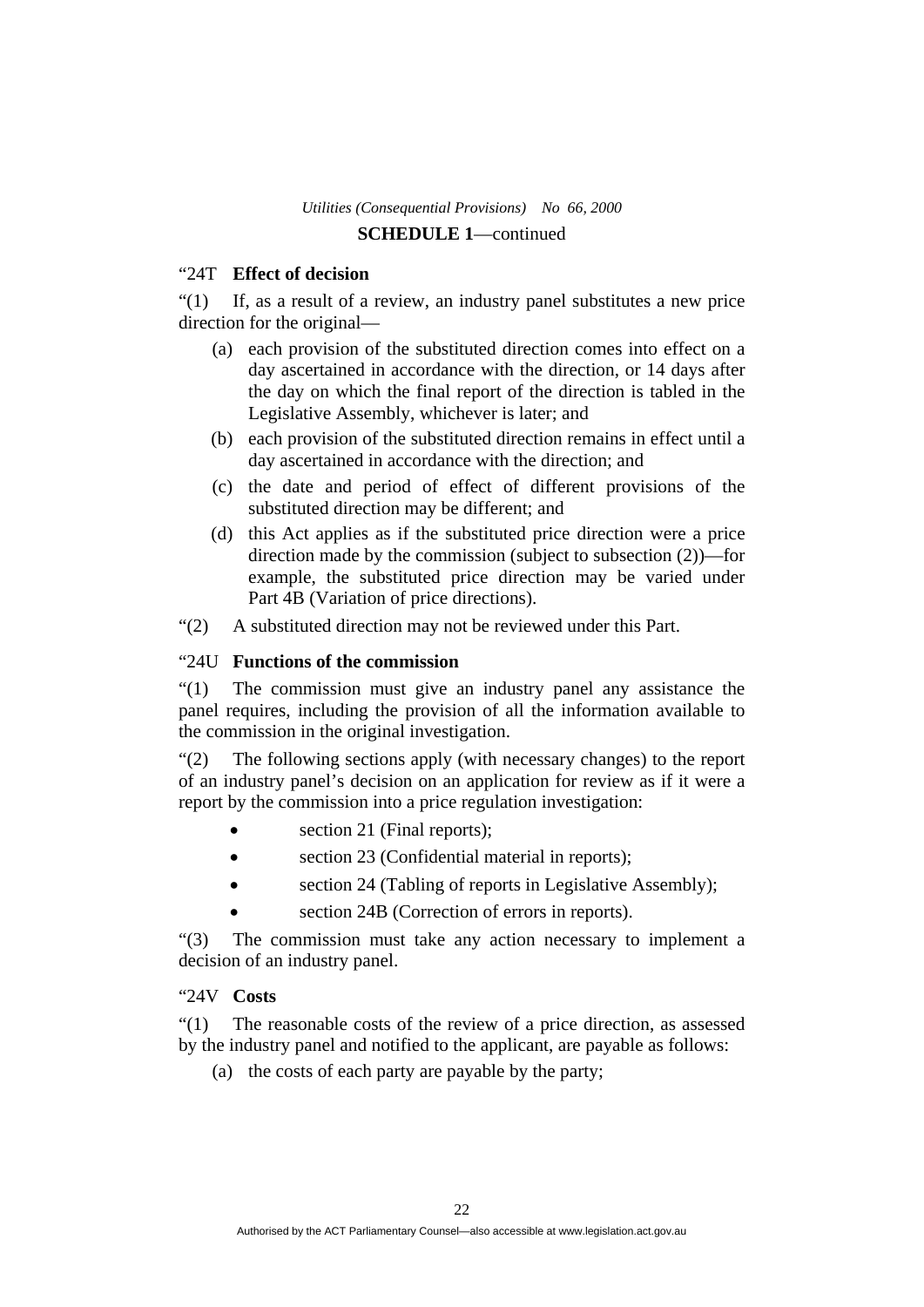**SCHEDULE 1**—continued

"24T **Effect of decision**

"(1) If, as a result of a review, an industry panel substitutes a new price direction for the original—

- (a) each provision of the substituted direction comes into effect on a day ascertained in accordance with the direction, or 14 days after the day on which the final report of the direction is tabled in the Legislative Assembly, whichever is later; and
- (b) each provision of the substituted direction remains in effect until a day ascertained in accordance with the direction; and
- (c) the date and period of effect of different provisions of the substituted direction may be different; and
- (d) this Act applies as if the substituted price direction were a price direction made by the commission (subject to subsection (2))—for example, the substituted price direction may be varied under Part 4B (Variation of price directions).

"(2) A substituted direction may not be reviewed under this Part.

"24U **Functions of the commission**

"(1) The commission must give an industry panel any assistance the panel requires, including the provision of all the information available to the commission in the original investigation.

"(2) The following sections apply (with necessary changes) to the report of an industry panel's decision on an application for review as if it were a report by the commission into a price regulation investigation:

- section 21 (Final reports);
- section 23 (Confidential material in reports);
- section 24 (Tabling of reports in Legislative Assembly);
- section 24B (Correction of errors in reports).

"(3) The commission must take any action necessary to implement a decision of an industry panel.

"24V **Costs**

"(1) The reasonable costs of the review of a price direction, as assessed by the industry panel and notified to the applicant, are payable as follows:

- (a) the costs of each party are payable by the party;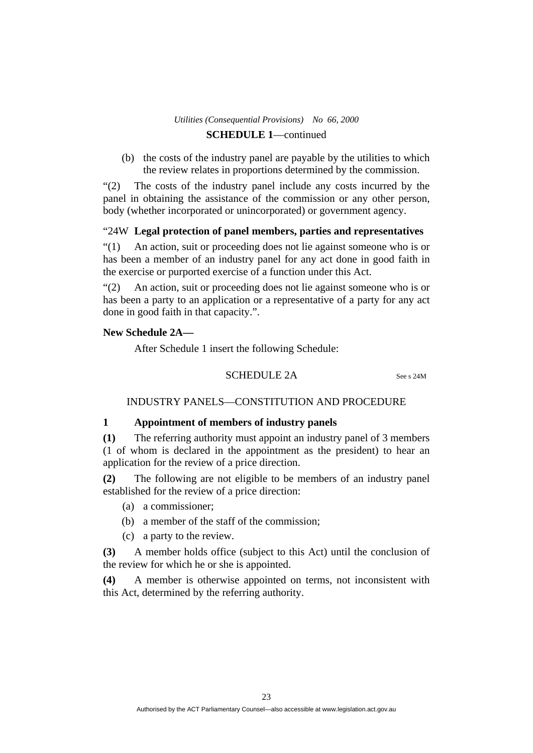**SCHEDULE 1**—continued

(b) the costs of the industry panel are payable by the utilities to which the review relates in proportions determined by the commission.

"(2) The costs of the industry panel include any costs incurred by the panel in obtaining the assistance of the commission or any other person, body (whether incorporated or unincorporated) or government agency.

"24W **Legal protection of panel members, parties and representatives**

"(1) An action, suit or proceeding does not lie against someone who is or has been a member of an industry panel for any act done in good faith in the exercise or purported exercise of a function under this Act.

"(2) An action, suit or proceeding does not lie against someone who is or has been a party to an application or a representative of a party for any act done in good faith in that capacity.".

**New Schedule 2A—**

After Schedule 1 insert the following Schedule:

SCHEDULE 2A See s 24M

INDUSTRY PANELS—CONSTITUTION AND PROCEDURE

**1 Appointment of members of industry panels**

**(1)** The referring authority must appoint an industry panel of 3 members (1 of whom is declared in the appointment as the president) to hear an application for the review of a price direction.

**(2)** The following are not eligible to be members of an industry panel established for the review of a price direction:

(a) a commissioner;

(b) a member of the staff of the commission;

(c) a party to the review.

**(3)** A member holds office (subject to this Act) until the conclusion of the review for which he or she is appointed.

**(4)** A member is otherwise appointed on terms, not inconsistent with this Act, determined by the referring authority.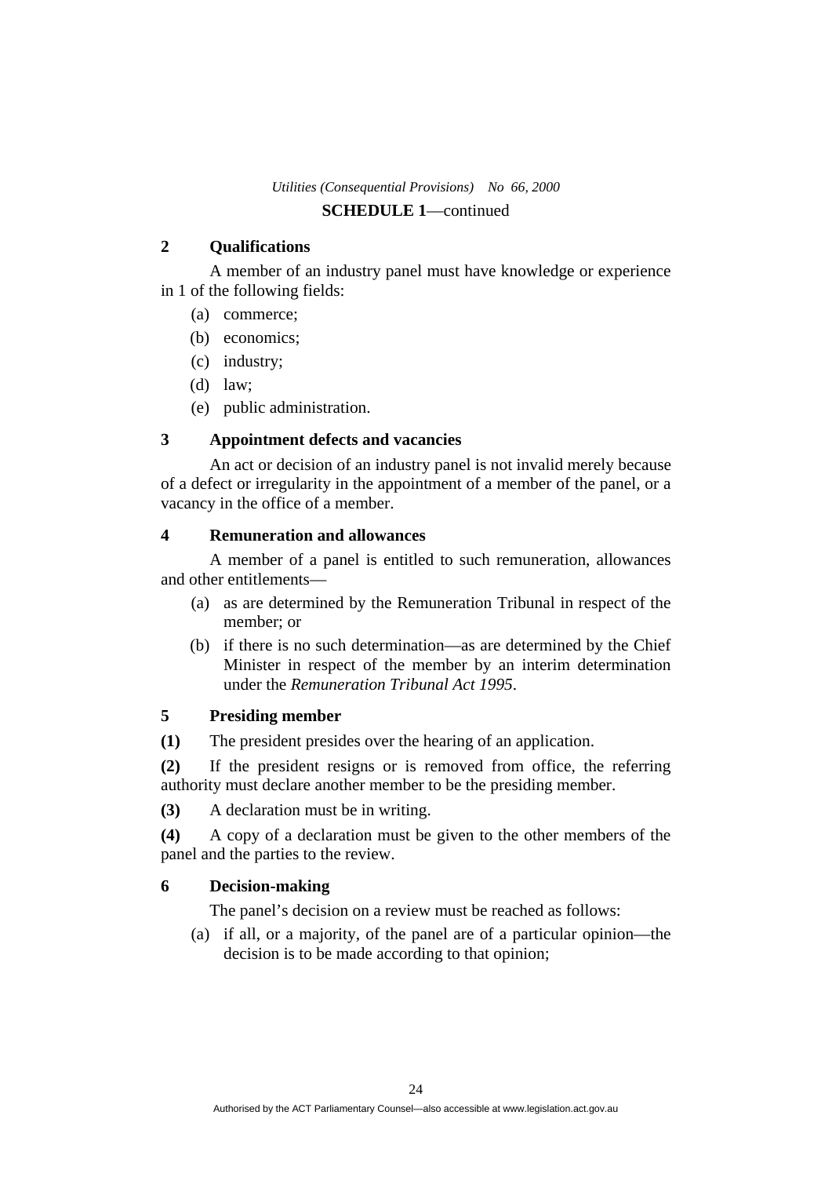**SCHEDULE 1**—continued

### 2 Qualifications

A member of an industry panel must have knowledge or experience in 1 of the following fields:

(a) commerce;

(b) economics;

(c) industry;

(d) law;

(e) public administration.

### 3 Appointment defects and vacancies

An act or decision of an industry panel is not invalid merely because of a defect or irregularity in the appointment of a member of the panel, or a vacancy in the office of a member.

### 4 Remuneration and allowances

A member of a panel is entitled to such remuneration, allowances and other entitlements—

(a) as are determined by the Remuneration Tribunal in respect of the member; or

(b) if there is no such determination—as are determined by the Chief Minister in respect of the member by an interim determination under the *Remuneration Tribunal Act 1995*.

### 5 Presiding member

**(1)** The president presides over the hearing of an application.

**(2)** If the president resigns or is removed from office, the referring authority must declare another member to be the presiding member.

**(3)** A declaration must be in writing.

**(4)** A copy of a declaration must be given to the other members of the panel and the parties to the review.

### 6 Decision-making

The panel's decision on a review must be reached as follows:

(a) if all, or a majority, of the panel are of a particular opinion—the decision is to be made according to that opinion;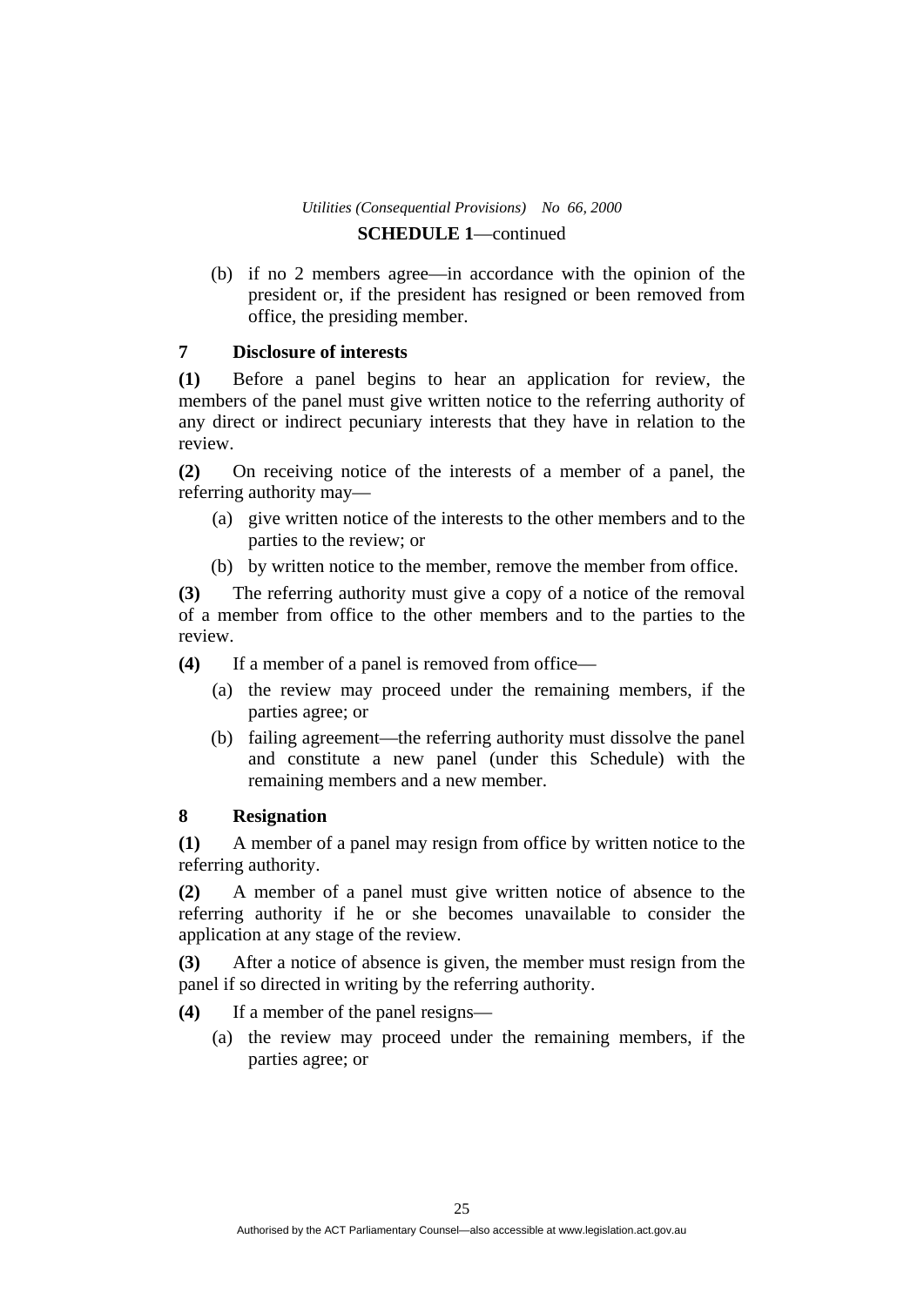(b) if no 2 members agree—in accordance with the opinion of the president or, if the president has resigned or been removed from office, the presiding member.

### 7 Disclosure of interests

**(1)** Before a panel begins to hear an application for review, the members of the panel must give written notice to the referring authority of any direct or indirect pecuniary interests that they have in relation to the review.

**(2)** On receiving notice of the interests of a member of a panel, the referring authority may—

(a) give written notice of the interests to the other members and to the parties to the review; or

(b) by written notice to the member, remove the member from office.

**(3)** The referring authority must give a copy of a notice of the removal of a member from office to the other members and to the parties to the review.

**(4)** If a member of a panel is removed from office—

(a) the review may proceed under the remaining members, if the parties agree; or

(b) failing agreement—the referring authority must dissolve the panel and constitute a new panel (under this Schedule) with the remaining members and a new member.

### 8 Resignation

**(1)** A member of a panel may resign from office by written notice to the referring authority.

**(2)** A member of a panel must give written notice of absence to the referring authority if he or she becomes unavailable to consider the application at any stage of the review.

**(3)** After a notice of absence is given, the member must resign from the panel if so directed in writing by the referring authority.

**(4)** If a member of the panel resigns—

(a) the review may proceed under the remaining members, if the parties agree; or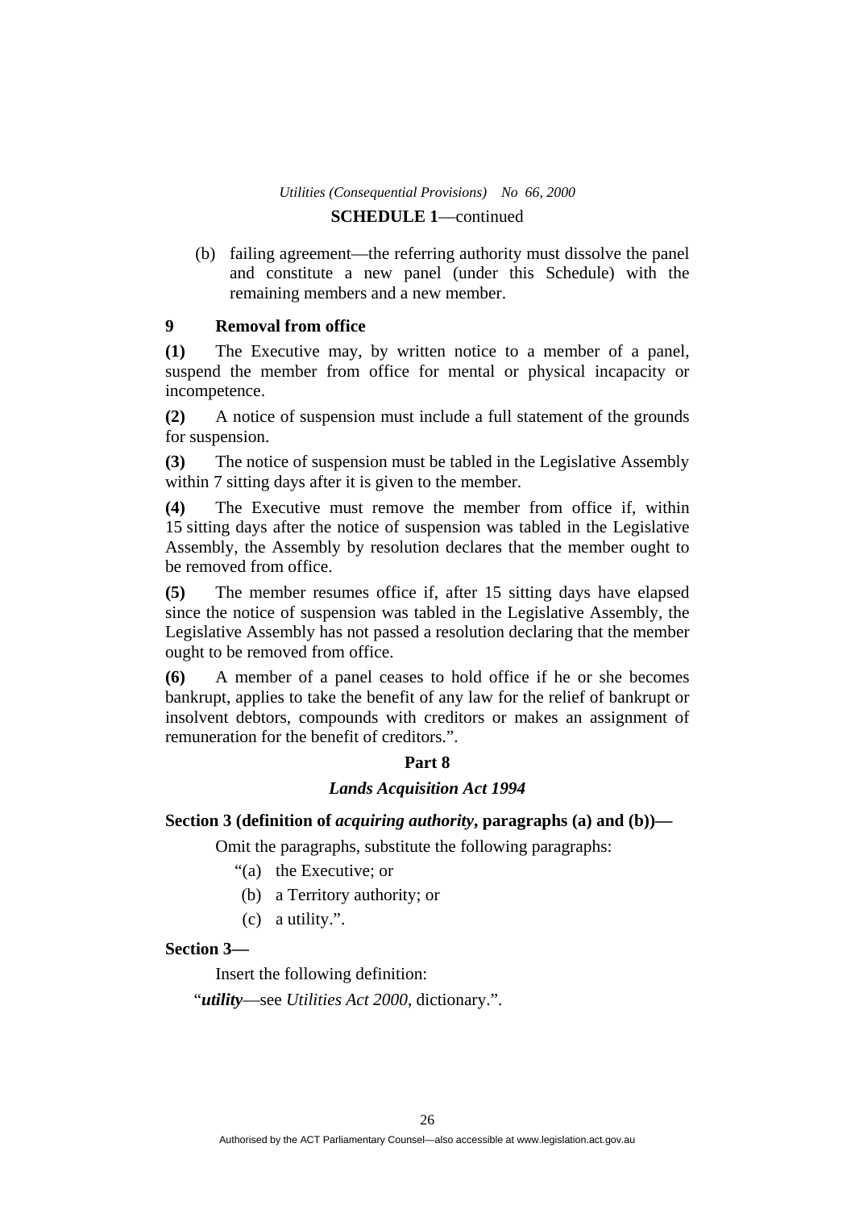(b) failing agreement—the referring authority must dissolve the panel and constitute a new panel (under this Schedule) with the remaining members and a new member.

**9 Removal from office**

**(1)** The Executive may, by written notice to a member of a panel, suspend the member from office for mental or physical incapacity or incompetence.

**(2)** A notice of suspension must include a full statement of the grounds for suspension.

**(3)** The notice of suspension must be tabled in the Legislative Assembly within 7 sitting days after it is given to the member.

**(4)** The Executive must remove the member from office if, within 15 sitting days after the notice of suspension was tabled in the Legislative Assembly, the Assembly by resolution declares that the member ought to be removed from office.

**(5)** The member resumes office if, after 15 sitting days have elapsed since the notice of suspension was tabled in the Legislative Assembly, the Legislative Assembly has not passed a resolution declaring that the member ought to be removed from office.

**(6)** A member of a panel ceases to hold office if he or she becomes bankrupt, applies to take the benefit of any law for the relief of bankrupt or insolvent debtors, compounds with creditors or makes an assignment of remuneration for the benefit of creditors.".

## Part 8

### *Lands Acquisition Act 1994*

**Section 3 (definition of *acquiring authority*, paragraphs (a) and (b))—**

Omit the paragraphs, substitute the following paragraphs:

"(a) the Executive; or

(b) a Territory authority; or

(c) a utility.".

**Section 3—**

Insert the following definition:

"***utility***—see *Utilities Act 2000*, dictionary.".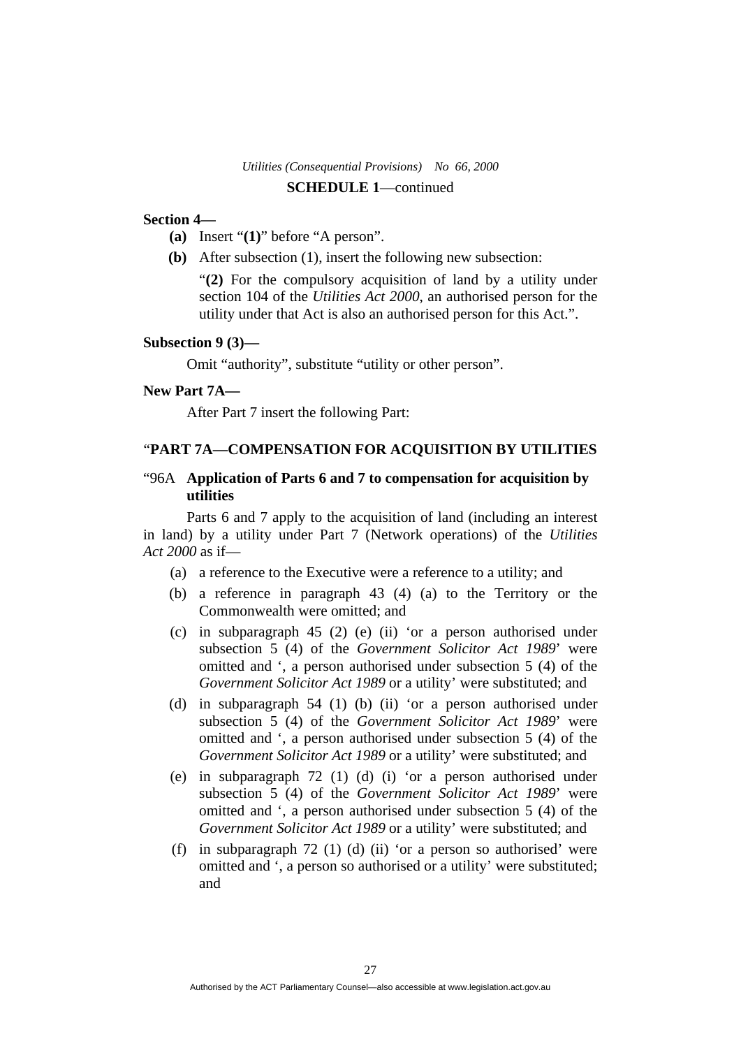**SCHEDULE 1**—continued

**Section 4—**

- **(a)** Insert "**(1)**" before "A person".
- **(b)** After subsection (1), insert the following new subsection:

  "**(2)** For the compulsory acquisition of land by a utility under section 104 of the *Utilities Act 2000*, an authorised person for the utility under that Act is also an authorised person for this Act.".

**Subsection 9 (3)—**

Omit "authority", substitute "utility or other person".

**New Part 7A—**

After Part 7 insert the following Part:

"**PART 7A—COMPENSATION FOR ACQUISITION BY UTILITIES**

"96A **Application of Parts 6 and 7 to compensation for acquisition by utilities**

Parts 6 and 7 apply to the acquisition of land (including an interest in land) by a utility under Part 7 (Network operations) of the *Utilities Act 2000* as if—

- (a) a reference to the Executive were a reference to a utility; and
- (b) a reference in paragraph 43 (4) (a) to the Territory or the Commonwealth were omitted; and
- (c) in subparagraph 45 (2) (e) (ii) 'or a person authorised under subsection 5 (4) of the *Government Solicitor Act 1989*' were omitted and ', a person authorised under subsection 5 (4) of the *Government Solicitor Act 1989* or a utility' were substituted; and
- (d) in subparagraph 54 (1) (b) (ii) 'or a person authorised under subsection 5 (4) of the *Government Solicitor Act 1989*' were omitted and ', a person authorised under subsection 5 (4) of the *Government Solicitor Act 1989* or a utility' were substituted; and
- (e) in subparagraph 72 (1) (d) (i) 'or a person authorised under subsection 5 (4) of the *Government Solicitor Act 1989*' were omitted and ', a person authorised under subsection 5 (4) of the *Government Solicitor Act 1989* or a utility' were substituted; and
- (f) in subparagraph 72 (1) (d) (ii) 'or a person so authorised' were omitted and ', a person so authorised or a utility' were substituted; and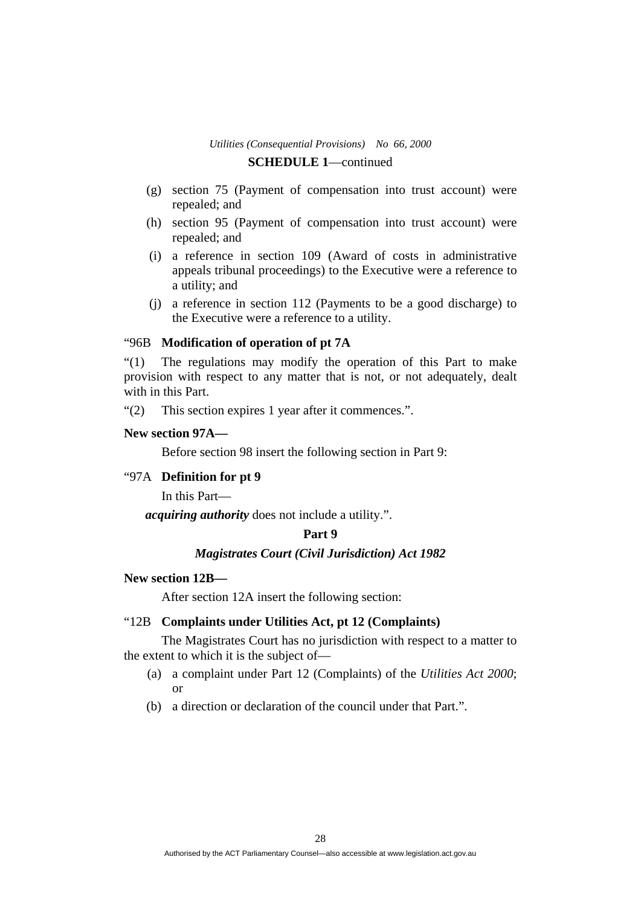(g) section 75 (Payment of compensation into trust account) were repealed; and

(h) section 95 (Payment of compensation into trust account) were repealed; and

(i) a reference in section 109 (Award of costs in administrative appeals tribunal proceedings) to the Executive were a reference to a utility; and

(j) a reference in section 112 (Payments to be a good discharge) to the Executive were a reference to a utility.

"96B **Modification of operation of pt 7A**

"(1) The regulations may modify the operation of this Part to make provision with respect to any matter that is not, or not adequately, dealt with in this Part.

"(2) This section expires 1 year after it commences.".

**New section 97A—**

Before section 98 insert the following section in Part 9:

"97A **Definition for pt 9**

In this Part—

***acquiring authority*** does not include a utility.".

**Part 9**

***Magistrates Court (Civil Jurisdiction) Act 1982***

**New section 12B—**

After section 12A insert the following section:

"12B **Complaints under Utilities Act, pt 12 (Complaints)**

The Magistrates Court has no jurisdiction with respect to a matter to the extent to which it is the subject of—

(a) a complaint under Part 12 (Complaints) of the *Utilities Act 2000*; or

(b) a direction or declaration of the council under that Part.".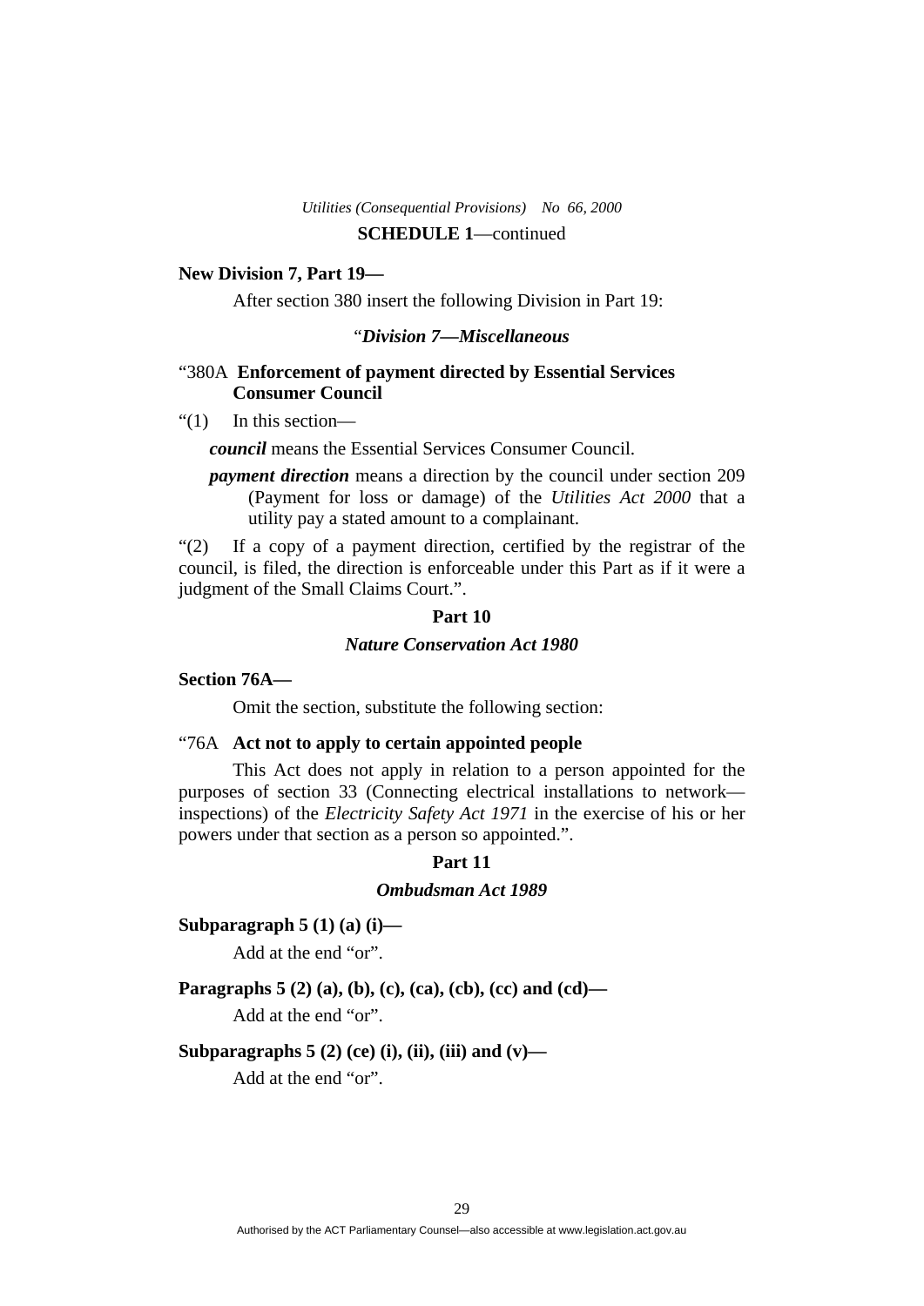**New Division 7, Part 19—**

After section 380 insert the following Division in Part 19:

"*Division 7—Miscellaneous*

"380A **Enforcement of payment directed by Essential Services Consumer Council**

"(1) In this section—

***council*** means the Essential Services Consumer Council.

***payment direction*** means a direction by the council under section 209 (Payment for loss or damage) of the *Utilities Act 2000* that a utility pay a stated amount to a complainant.

"(2) If a copy of a payment direction, certified by the registrar of the council, is filed, the direction is enforceable under this Part as if it were a judgment of the Small Claims Court.".

## Part 10

### *Nature Conservation Act 1980*

**Section 76A—**

Omit the section, substitute the following section:

"76A **Act not to apply to certain appointed people**

This Act does not apply in relation to a person appointed for the purposes of section 33 (Connecting electrical installations to network—inspections) of the *Electricity Safety Act 1971* in the exercise of his or her powers under that section as a person so appointed.".

## Part 11

### *Ombudsman Act 1989*

**Subparagraph 5 (1) (a) (i)—**

Add at the end "or".

**Paragraphs 5 (2) (a), (b), (c), (ca), (cb), (cc) and (cd)—**

Add at the end "or".

**Subparagraphs 5 (2) (ce) (i), (ii), (iii) and (v)—**

Add at the end "or".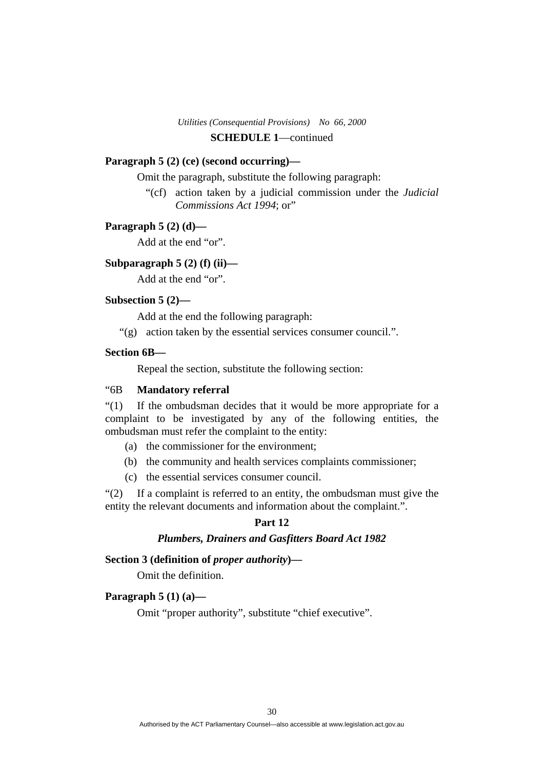**Paragraph 5 (2) (ce) (second occurring)—**

Omit the paragraph, substitute the following paragraph:

"(cf) action taken by a judicial commission under the *Judicial Commissions Act 1994*; or"

**Paragraph 5 (2) (d)—**

Add at the end "or".

**Subparagraph 5 (2) (f) (ii)—**

Add at the end "or".

**Subsection 5 (2)—**

Add at the end the following paragraph:

"(g) action taken by the essential services consumer council.".

**Section 6B—**

Repeal the section, substitute the following section:

"6B **Mandatory referral**

"(1) If the ombudsman decides that it would be more appropriate for a complaint to be investigated by any of the following entities, the ombudsman must refer the complaint to the entity:

(a) the commissioner for the environment;

(b) the community and health services complaints commissioner;

(c) the essential services consumer council.

"(2) If a complaint is referred to an entity, the ombudsman must give the entity the relevant documents and information about the complaint.".

## Part 12

### *Plumbers, Drainers and Gasfitters Board Act 1982*

**Section 3 (definition of *proper authority*)—**

Omit the definition.

**Paragraph 5 (1) (a)—**

Omit "proper authority", substitute "chief executive".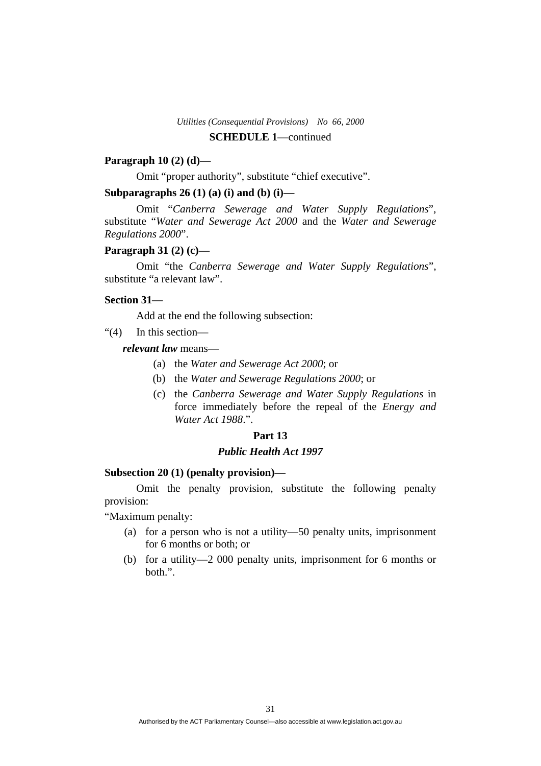**SCHEDULE 1**—continued

**Paragraph 10 (2) (d)—**

Omit "proper authority", substitute "chief executive".

**Subparagraphs 26 (1) (a) (i) and (b) (i)—**

Omit "*Canberra Sewerage and Water Supply Regulations*", substitute "*Water and Sewerage Act 2000* and the *Water and Sewerage Regulations 2000*".

**Paragraph 31 (2) (c)—**

Omit "the *Canberra Sewerage and Water Supply Regulations*", substitute "a relevant law".

**Section 31—**

Add at the end the following subsection:

"(4) In this section—

***relevant law*** means—

(a) the *Water and Sewerage Act 2000*; or

(b) the *Water and Sewerage Regulations 2000*; or

(c) the *Canberra Sewerage and Water Supply Regulations* in force immediately before the repeal of the *Energy and Water Act 1988*.".

## Part 13

### *Public Health Act 1997*

**Subsection 20 (1) (penalty provision)—**

Omit the penalty provision, substitute the following penalty provision:

"Maximum penalty:

(a) for a person who is not a utility—50 penalty units, imprisonment for 6 months or both; or

(b) for a utility—2 000 penalty units, imprisonment for 6 months or both.".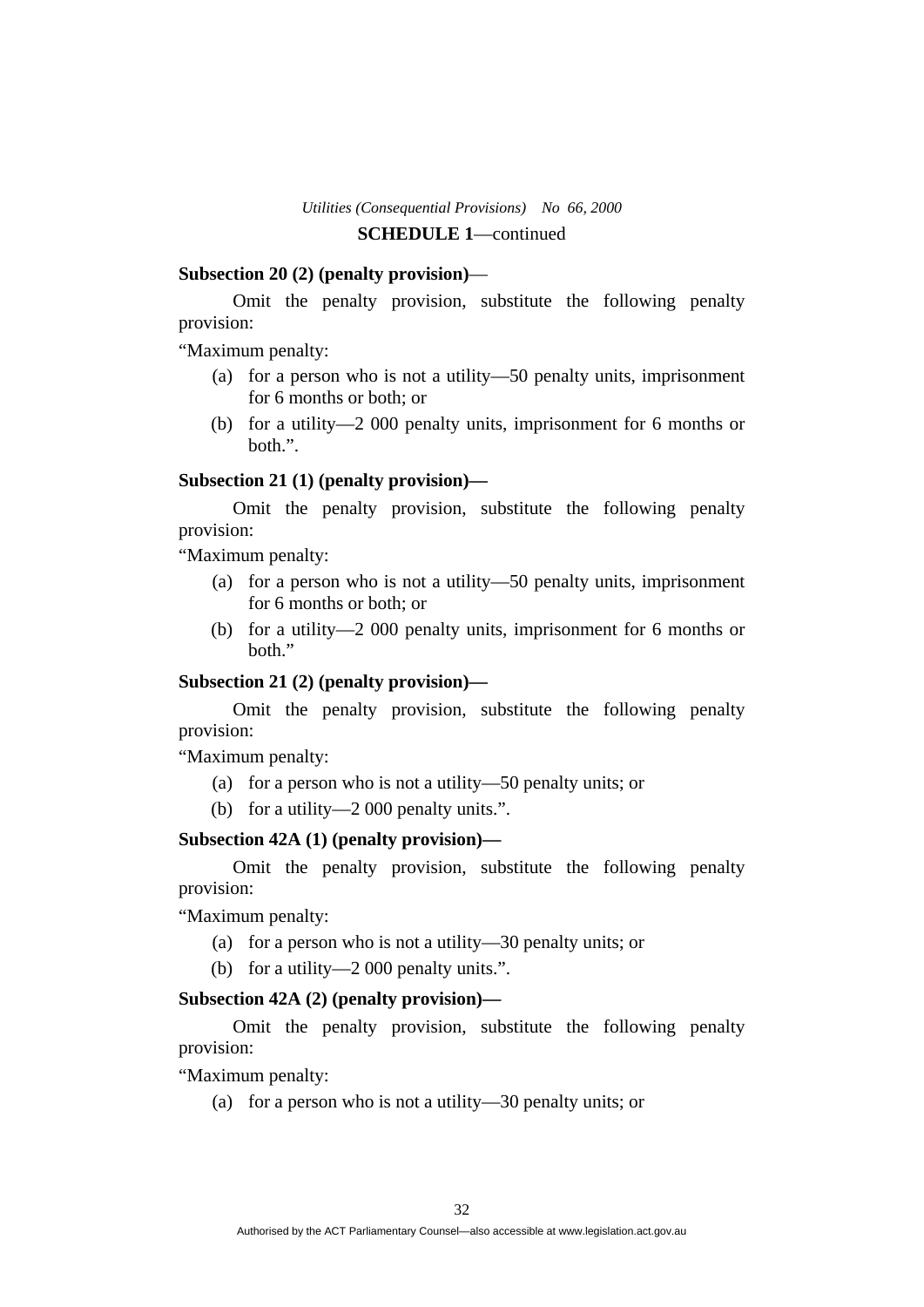**SCHEDULE 1**—continued

**Subsection 20 (2) (penalty provision)**—

Omit the penalty provision, substitute the following penalty provision:

"Maximum penalty:

(a) for a person who is not a utility—50 penalty units, imprisonment for 6 months or both; or

(b) for a utility—2 000 penalty units, imprisonment for 6 months or both.".

**Subsection 21 (1) (penalty provision)—**

Omit the penalty provision, substitute the following penalty provision:

"Maximum penalty:

(a) for a person who is not a utility—50 penalty units, imprisonment for 6 months or both; or

(b) for a utility—2 000 penalty units, imprisonment for 6 months or both."

**Subsection 21 (2) (penalty provision)—**

Omit the penalty provision, substitute the following penalty provision:

"Maximum penalty:

(a) for a person who is not a utility—50 penalty units; or

(b) for a utility—2 000 penalty units.".

**Subsection 42A (1) (penalty provision)—**

Omit the penalty provision, substitute the following penalty provision:

"Maximum penalty:

(a) for a person who is not a utility—30 penalty units; or

(b) for a utility—2 000 penalty units.".

**Subsection 42A (2) (penalty provision)—**

Omit the penalty provision, substitute the following penalty provision:

"Maximum penalty:

(a) for a person who is not a utility—30 penalty units; or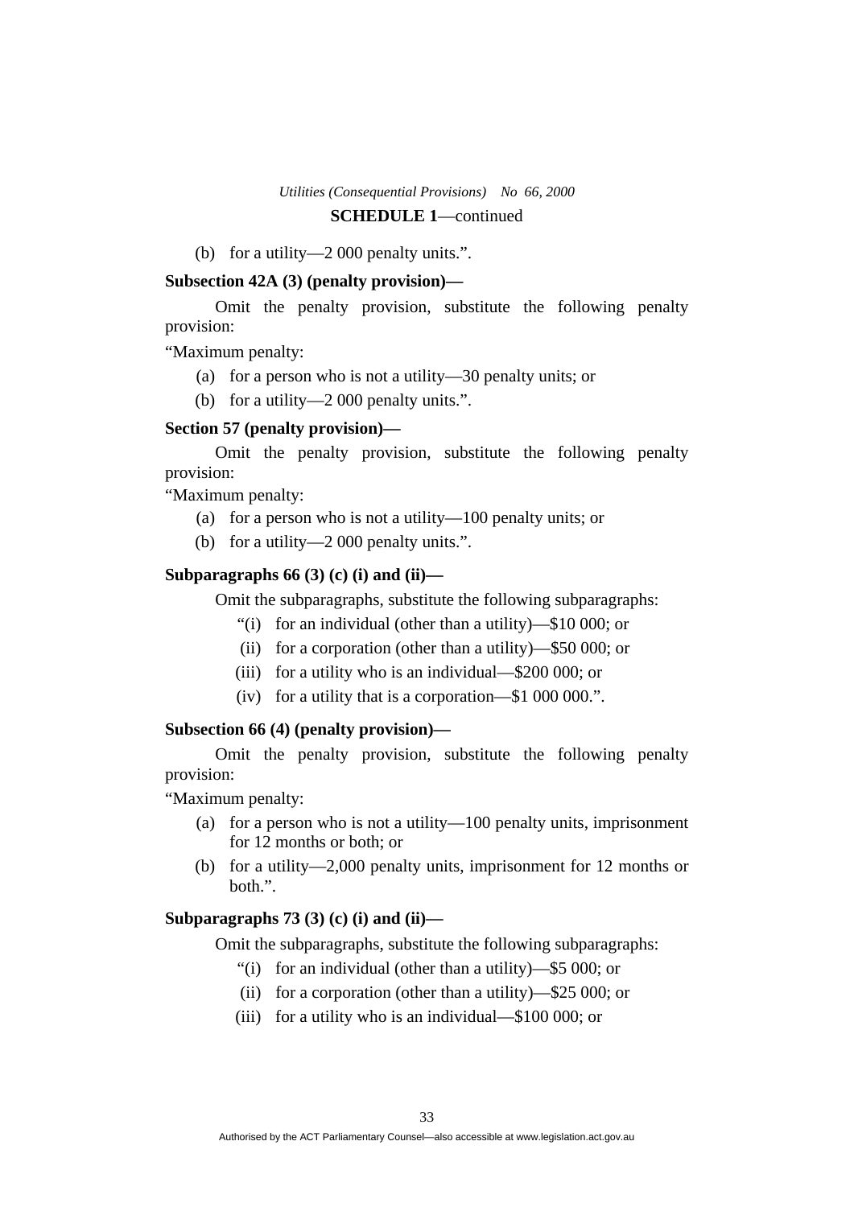**SCHEDULE 1**—continued

(b) for a utility—2 000 penalty units.”.

**Subsection 42A (3) (penalty provision)—**

Omit the penalty provision, substitute the following penalty provision:

“Maximum penalty:

(a) for a person who is not a utility—30 penalty units; or

(b) for a utility—2 000 penalty units.”.

**Section 57 (penalty provision)—**

Omit the penalty provision, substitute the following penalty provision:

“Maximum penalty:

(a) for a person who is not a utility—100 penalty units; or

(b) for a utility—2 000 penalty units.”.

**Subparagraphs 66 (3) (c) (i) and (ii)—**

Omit the subparagraphs, substitute the following subparagraphs:

“(i) for an individual (other than a utility)—$10 000; or

(ii) for a corporation (other than a utility)—$50 000; or

(iii) for a utility who is an individual—$200 000; or

(iv) for a utility that is a corporation—$1 000 000.”.

**Subsection 66 (4) (penalty provision)—**

Omit the penalty provision, substitute the following penalty provision:

“Maximum penalty:

(a) for a person who is not a utility—100 penalty units, imprisonment for 12 months or both; or

(b) for a utility—2,000 penalty units, imprisonment for 12 months or both.”.

**Subparagraphs 73 (3) (c) (i) and (ii)—**

Omit the subparagraphs, substitute the following subparagraphs:

“(i) for an individual (other than a utility)—$5 000; or

(ii) for a corporation (other than a utility)—$25 000; or

(iii) for a utility who is an individual—$100 000; or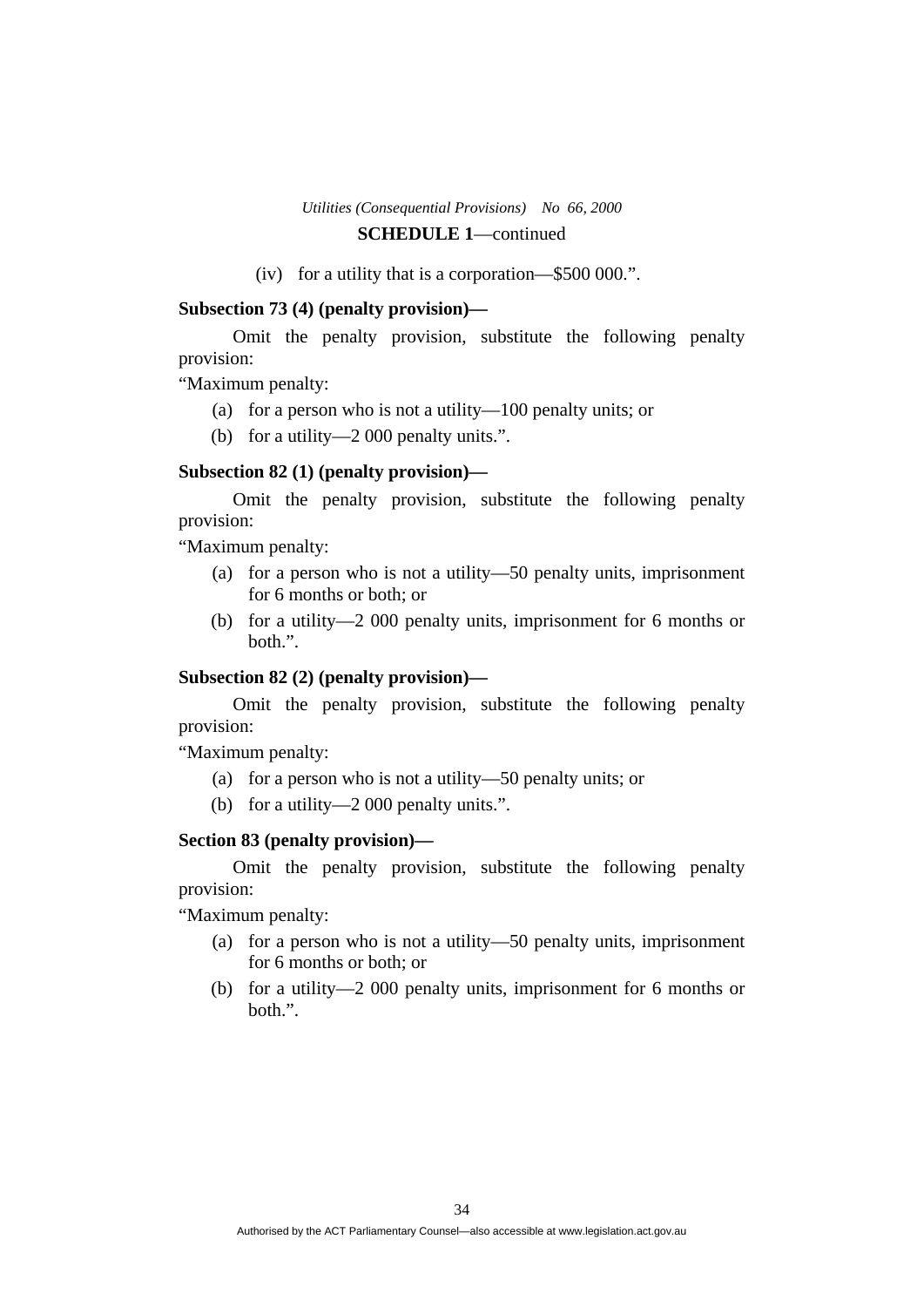(iv) for a utility that is a corporation—$500 000.”.

**Subsection 73 (4) (penalty provision)—**

Omit the penalty provision, substitute the following penalty provision:

“Maximum penalty:

(a) for a person who is not a utility—100 penalty units; or

(b) for a utility—2 000 penalty units.”.

**Subsection 82 (1) (penalty provision)—**

Omit the penalty provision, substitute the following penalty provision:

“Maximum penalty:

(a) for a person who is not a utility—50 penalty units, imprisonment for 6 months or both; or

(b) for a utility—2 000 penalty units, imprisonment for 6 months or both.”.

**Subsection 82 (2) (penalty provision)—**

Omit the penalty provision, substitute the following penalty provision:

“Maximum penalty:

(a) for a person who is not a utility—50 penalty units; or

(b) for a utility—2 000 penalty units.”.

**Section 83 (penalty provision)—**

Omit the penalty provision, substitute the following penalty provision:

“Maximum penalty:

(a) for a person who is not a utility—50 penalty units, imprisonment for 6 months or both; or

(b) for a utility—2 000 penalty units, imprisonment for 6 months or both.”.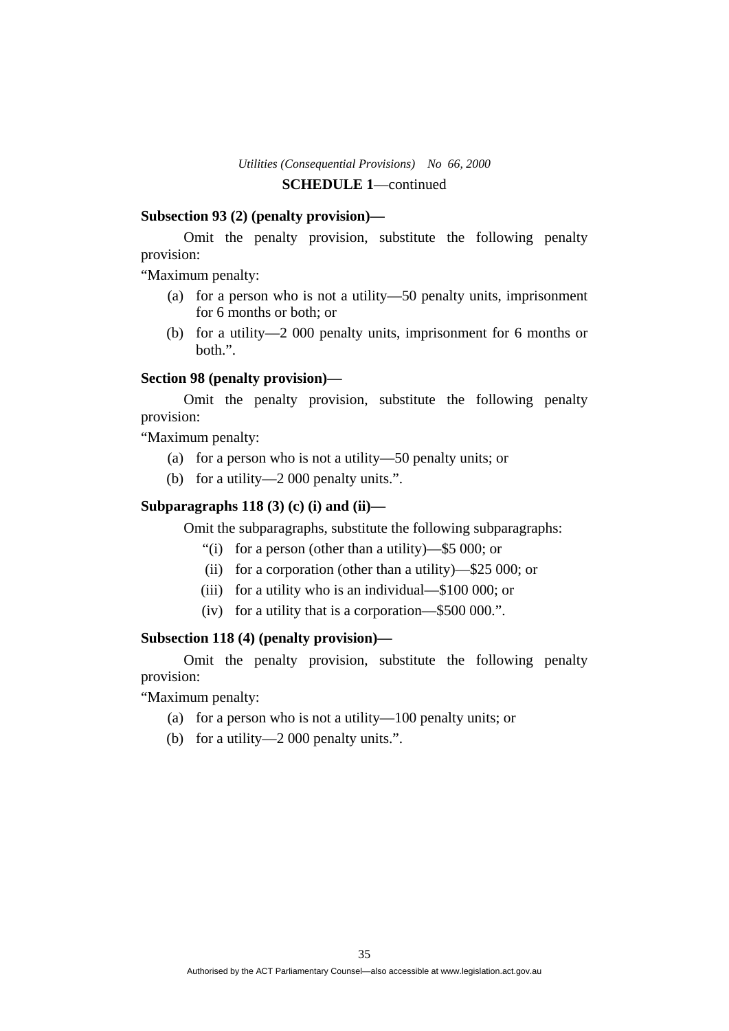**Subsection 93 (2) (penalty provision)—**

Omit the penalty provision, substitute the following penalty provision:

"Maximum penalty:

(a) for a person who is not a utility—50 penalty units, imprisonment for 6 months or both; or

(b) for a utility—2 000 penalty units, imprisonment for 6 months or both.".

**Section 98 (penalty provision)—**

Omit the penalty provision, substitute the following penalty provision:

"Maximum penalty:

(a) for a person who is not a utility—50 penalty units; or

(b) for a utility—2 000 penalty units.".

**Subparagraphs 118 (3) (c) (i) and (ii)—**

Omit the subparagraphs, substitute the following subparagraphs:

"(i) for a person (other than a utility)—$5 000; or

(ii) for a corporation (other than a utility)—$25 000; or

(iii) for a utility who is an individual—$100 000; or

(iv) for a utility that is a corporation—$500 000.".

**Subsection 118 (4) (penalty provision)—**

Omit the penalty provision, substitute the following penalty provision:

"Maximum penalty:

(a) for a person who is not a utility—100 penalty units; or

(b) for a utility—2 000 penalty units.".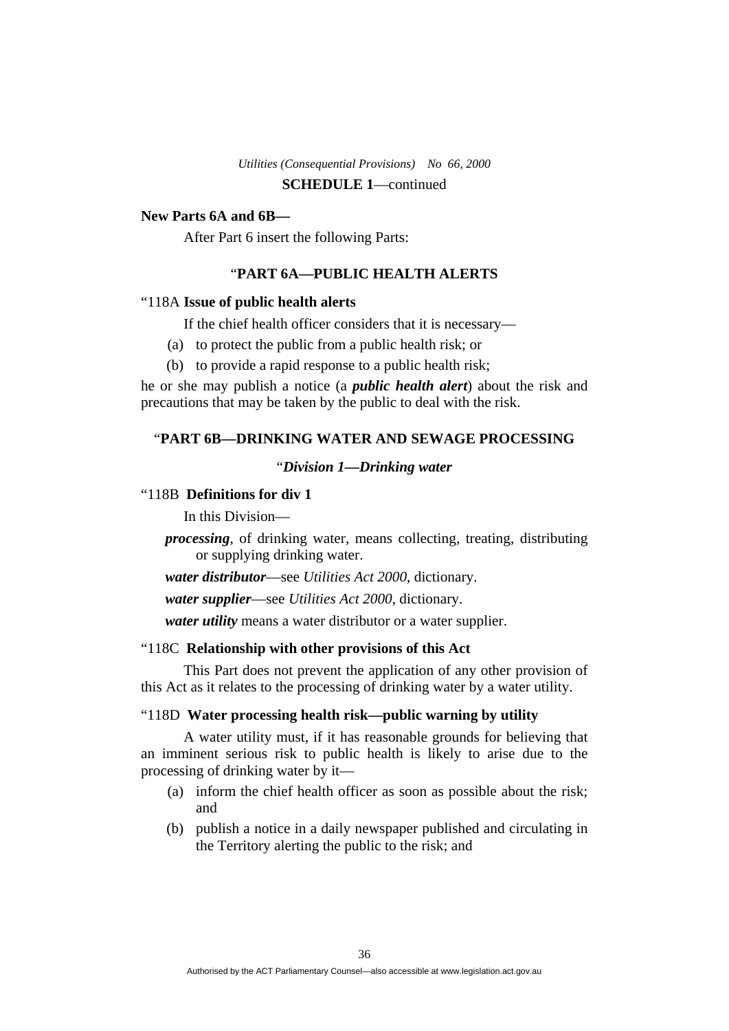**New Parts 6A and 6B—**

After Part 6 insert the following Parts:

## "PART 6A—PUBLIC HEALTH ALERTS

"118A **Issue of public health alerts**

If the chief health officer considers that it is necessary—

(a) to protect the public from a public health risk; or

(b) to provide a rapid response to a public health risk;

he or she may publish a notice (a ***public health alert***) about the risk and precautions that may be taken by the public to deal with the risk.

## "PART 6B—DRINKING WATER AND SEWAGE PROCESSING

### "*Division 1—Drinking water*

"118B **Definitions for div 1**

In this Division—

***processing***, of drinking water, means collecting, treating, distributing or supplying drinking water.

***water distributor***—see *Utilities Act 2000*, dictionary.

***water supplier***—see *Utilities Act 2000*, dictionary.

***water utility*** means a water distributor or a water supplier.

"118C **Relationship with other provisions of this Act**

This Part does not prevent the application of any other provision of this Act as it relates to the processing of drinking water by a water utility.

"118D **Water processing health risk—public warning by utility**

A water utility must, if it has reasonable grounds for believing that an imminent serious risk to public health is likely to arise due to the processing of drinking water by it—

(a) inform the chief health officer as soon as possible about the risk; and

(b) publish a notice in a daily newspaper published and circulating in the Territory alerting the public to the risk; and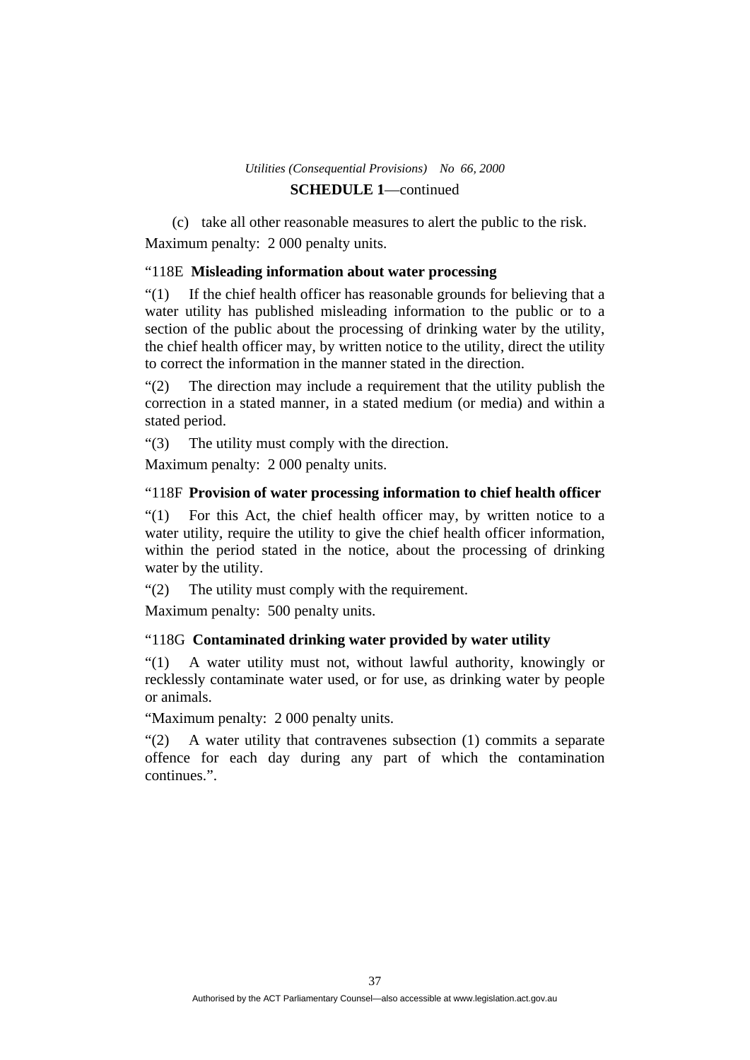(c) take all other reasonable measures to alert the public to the risk.

Maximum penalty: 2 000 penalty units.

"118E **Misleading information about water processing**

"(1) If the chief health officer has reasonable grounds for believing that a water utility has published misleading information to the public or to a section of the public about the processing of drinking water by the utility, the chief health officer may, by written notice to the utility, direct the utility to correct the information in the manner stated in the direction.

"(2) The direction may include a requirement that the utility publish the correction in a stated manner, in a stated medium (or media) and within a stated period.

"(3) The utility must comply with the direction.

Maximum penalty: 2 000 penalty units.

"118F **Provision of water processing information to chief health officer**

"(1) For this Act, the chief health officer may, by written notice to a water utility, require the utility to give the chief health officer information, within the period stated in the notice, about the processing of drinking water by the utility.

"(2) The utility must comply with the requirement.

Maximum penalty: 500 penalty units.

"118G **Contaminated drinking water provided by water utility**

"(1) A water utility must not, without lawful authority, knowingly or recklessly contaminate water used, or for use, as drinking water by people or animals.

"Maximum penalty: 2 000 penalty units.

"(2) A water utility that contravenes subsection (1) commits a separate offence for each day during any part of which the contamination continues.".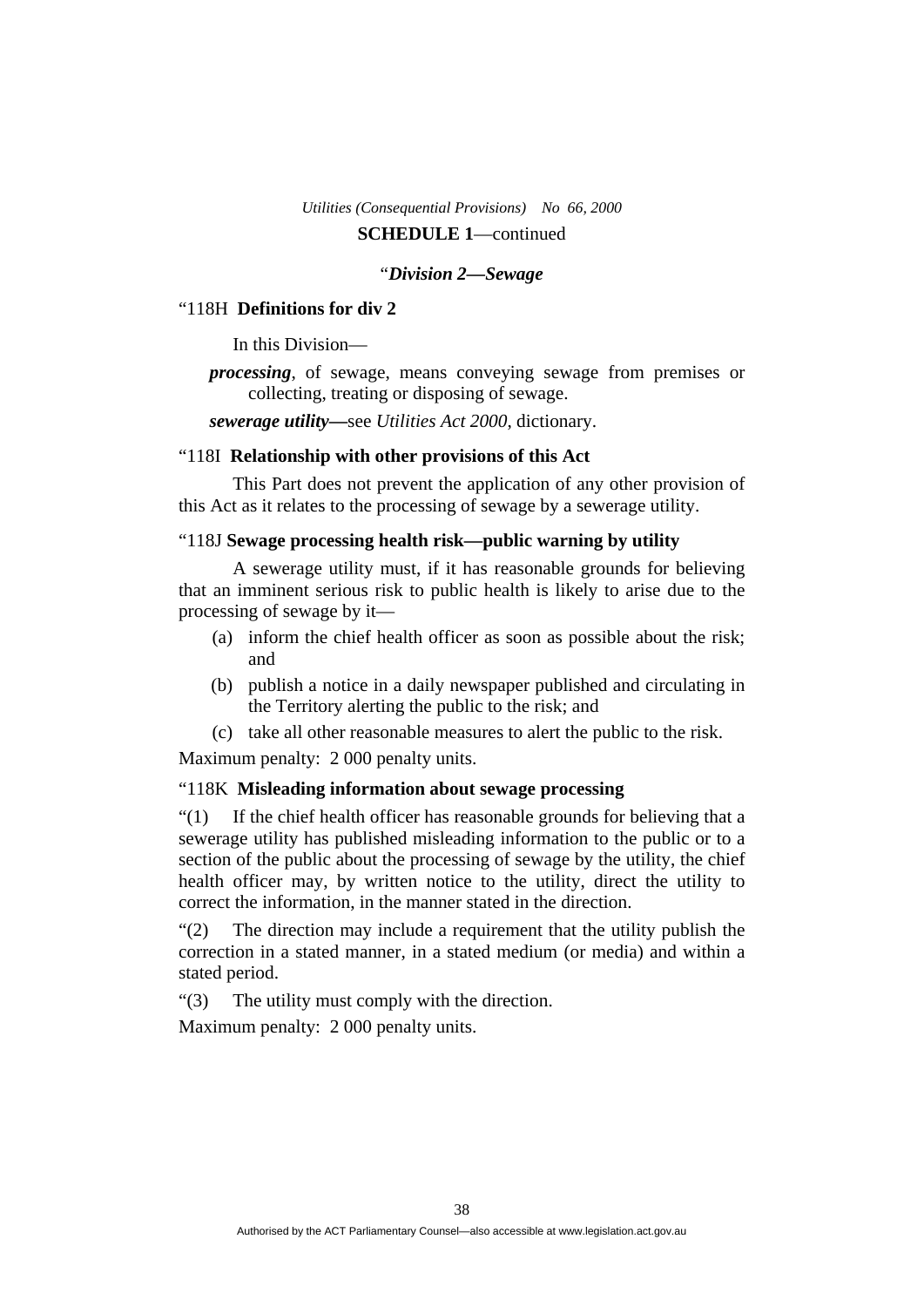**SCHEDULE 1**—continued

"*Division 2—Sewage*

"118H **Definitions for div 2**

In this Division—

***processing***, of sewage, means conveying sewage from premises or collecting, treating or disposing of sewage.

***sewerage utility***—see *Utilities Act 2000*, dictionary.

"118I **Relationship with other provisions of this Act**

This Part does not prevent the application of any other provision of this Act as it relates to the processing of sewage by a sewerage utility.

"118J **Sewage processing health risk—public warning by utility**

A sewerage utility must, if it has reasonable grounds for believing that an imminent serious risk to public health is likely to arise due to the processing of sewage by it—

(a) inform the chief health officer as soon as possible about the risk; and

(b) publish a notice in a daily newspaper published and circulating in the Territory alerting the public to the risk; and

(c) take all other reasonable measures to alert the public to the risk.

Maximum penalty: 2 000 penalty units.

"118K **Misleading information about sewage processing**

"(1) If the chief health officer has reasonable grounds for believing that a sewerage utility has published misleading information to the public or to a section of the public about the processing of sewage by the utility, the chief health officer may, by written notice to the utility, direct the utility to correct the information, in the manner stated in the direction.

"(2) The direction may include a requirement that the utility publish the correction in a stated manner, in a stated medium (or media) and within a stated period.

"(3) The utility must comply with the direction.

Maximum penalty: 2 000 penalty units.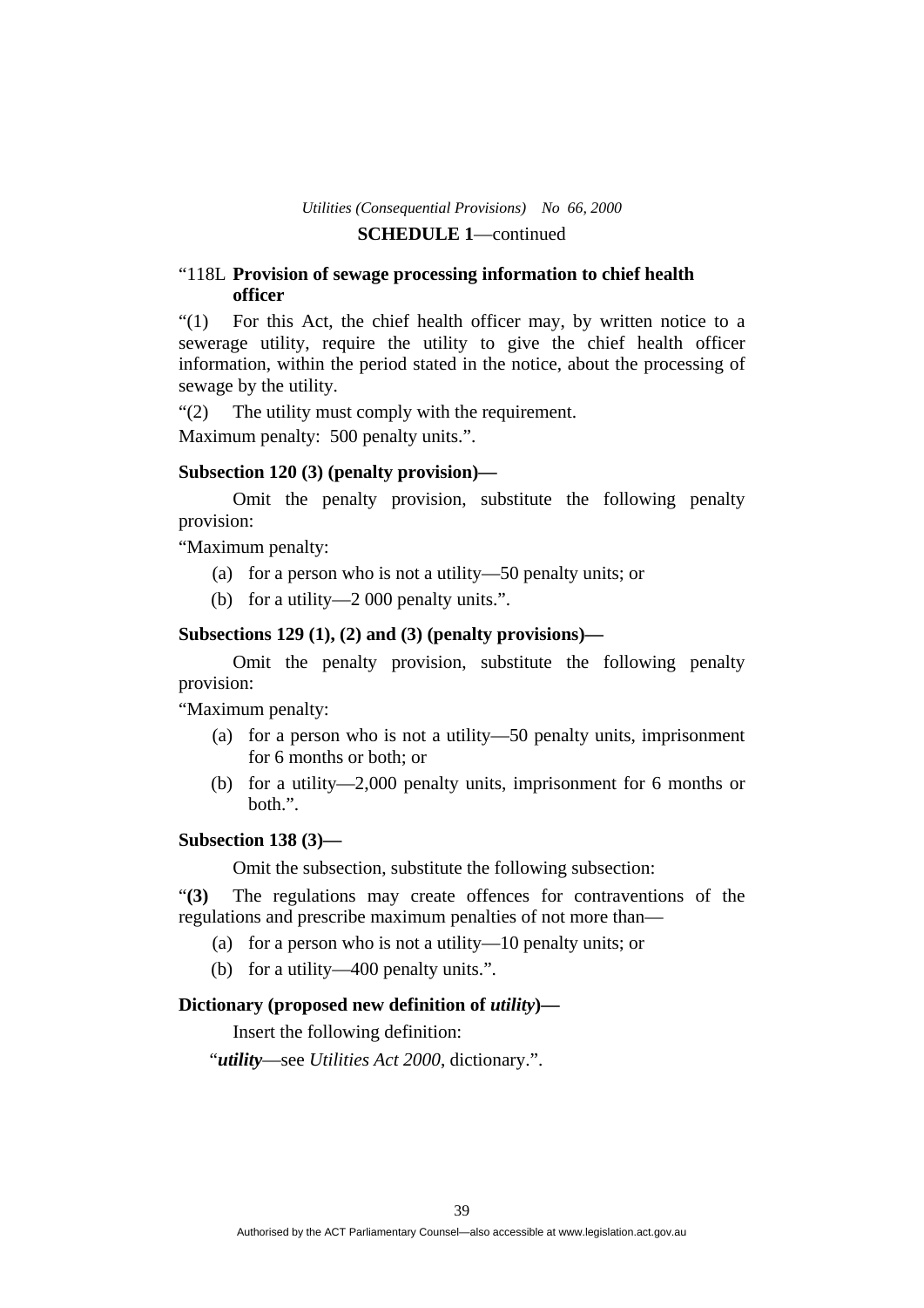**SCHEDULE 1**—continued

“118L **Provision of sewage processing information to chief health officer**

“(1) For this Act, the chief health officer may, by written notice to a sewerage utility, require the utility to give the chief health officer information, within the period stated in the notice, about the processing of sewage by the utility.

“(2) The utility must comply with the requirement.

Maximum penalty: 500 penalty units.”.

**Subsection 120 (3) (penalty provision)—**

Omit the penalty provision, substitute the following penalty provision:

“Maximum penalty:

(a) for a person who is not a utility—50 penalty units; or

(b) for a utility—2 000 penalty units.”.

**Subsections 129 (1), (2) and (3) (penalty provisions)—**

Omit the penalty provision, substitute the following penalty provision:

“Maximum penalty:

(a) for a person who is not a utility—50 penalty units, imprisonment for 6 months or both; or

(b) for a utility—2,000 penalty units, imprisonment for 6 months or both.”.

**Subsection 138 (3)—**

Omit the subsection, substitute the following subsection:

“**(3)** The regulations may create offences for contraventions of the regulations and prescribe maximum penalties of not more than—

(a) for a person who is not a utility—10 penalty units; or

(b) for a utility—400 penalty units.”.

**Dictionary (proposed new definition of *utility*)—**

Insert the following definition:

“***utility***—see *Utilities Act 2000*, dictionary.”.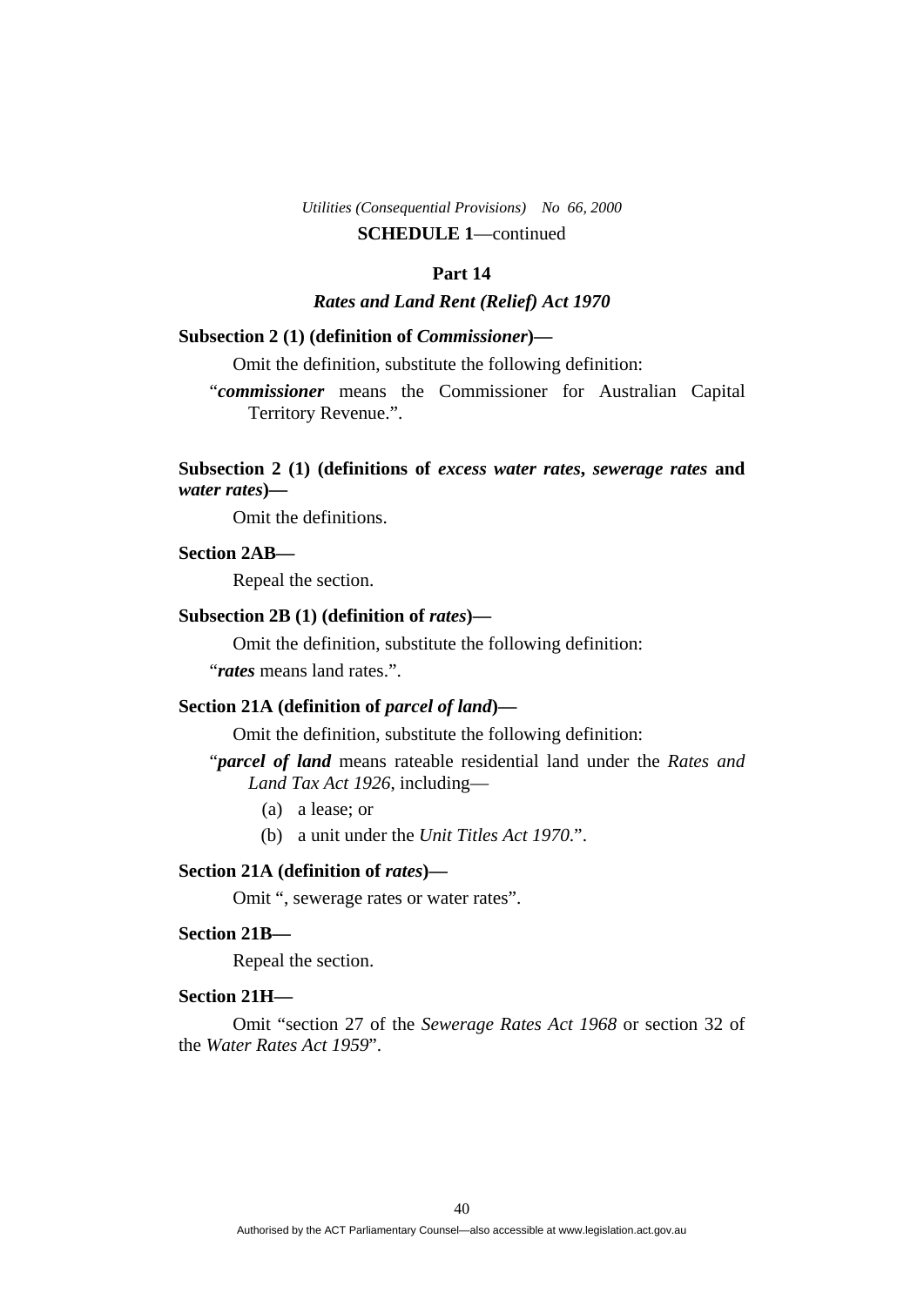**SCHEDULE 1**—continued

## Part 14

### *Rates and Land Rent (Relief) Act 1970*

**Subsection 2 (1) (definition of *Commissioner*)—**

Omit the definition, substitute the following definition:

"***commissioner*** means the Commissioner for Australian Capital Territory Revenue.".

**Subsection 2 (1) (definitions of *excess water rates*, *sewerage rates* and *water rates*)—**

Omit the definitions.

**Section 2AB—**

Repeal the section.

**Subsection 2B (1) (definition of *rates*)—**

Omit the definition, substitute the following definition:

"***rates*** means land rates.".

**Section 21A (definition of *parcel of land*)—**

Omit the definition, substitute the following definition:

"***parcel of land*** means rateable residential land under the *Rates and Land Tax Act 1926*, including—

(a) a lease; or

(b) a unit under the *Unit Titles Act 1970*.".

**Section 21A (definition of *rates*)—**

Omit ", sewerage rates or water rates".

**Section 21B—**

Repeal the section.

**Section 21H—**

Omit "section 27 of the *Sewerage Rates Act 1968* or section 32 of the *Water Rates Act 1959*".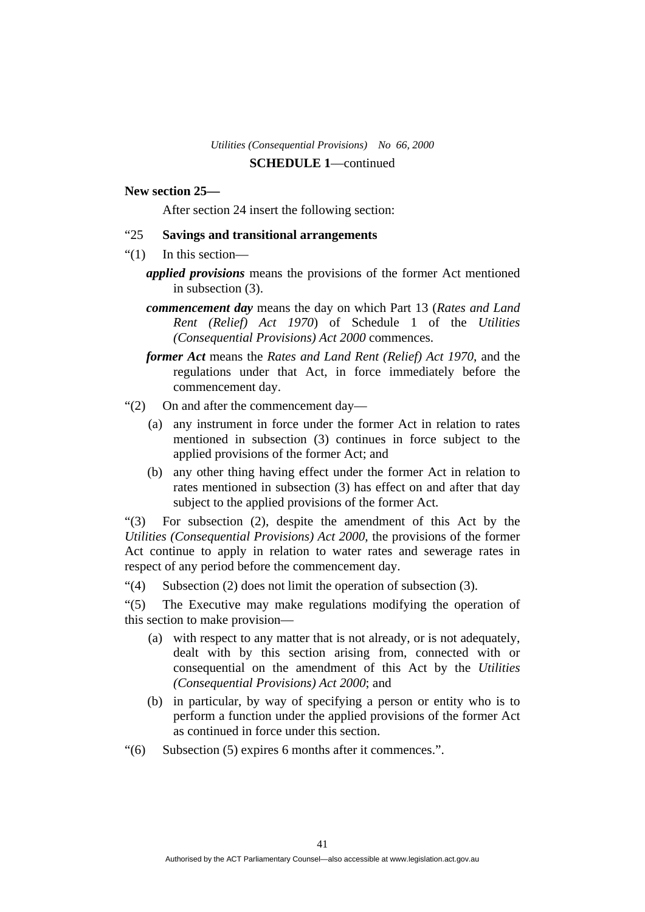**SCHEDULE 1**—continued

**New section 25—**

After section 24 insert the following section:

“25 **Savings and transitional arrangements**

“(1) In this section—

***applied provisions*** means the provisions of the former Act mentioned in subsection (3).

***commencement day*** means the day on which Part 13 (*Rates and Land Rent (Relief) Act 1970*) of Schedule 1 of the *Utilities (Consequential Provisions) Act 2000* commences.

***former Act*** means the *Rates and Land Rent (Relief) Act 1970*, and the regulations under that Act, in force immediately before the commencement day.

“(2) On and after the commencement day—

(a) any instrument in force under the former Act in relation to rates mentioned in subsection (3) continues in force subject to the applied provisions of the former Act; and

(b) any other thing having effect under the former Act in relation to rates mentioned in subsection (3) has effect on and after that day subject to the applied provisions of the former Act.

“(3) For subsection (2), despite the amendment of this Act by the *Utilities (Consequential Provisions) Act 2000*, the provisions of the former Act continue to apply in relation to water rates and sewerage rates in respect of any period before the commencement day.

“(4) Subsection (2) does not limit the operation of subsection (3).

“(5) The Executive may make regulations modifying the operation of this section to make provision—

(a) with respect to any matter that is not already, or is not adequately, dealt with by this section arising from, connected with or consequential on the amendment of this Act by the *Utilities (Consequential Provisions) Act 2000*; and

(b) in particular, by way of specifying a person or entity who is to perform a function under the applied provisions of the former Act as continued in force under this section.

“(6) Subsection (5) expires 6 months after it commences.”.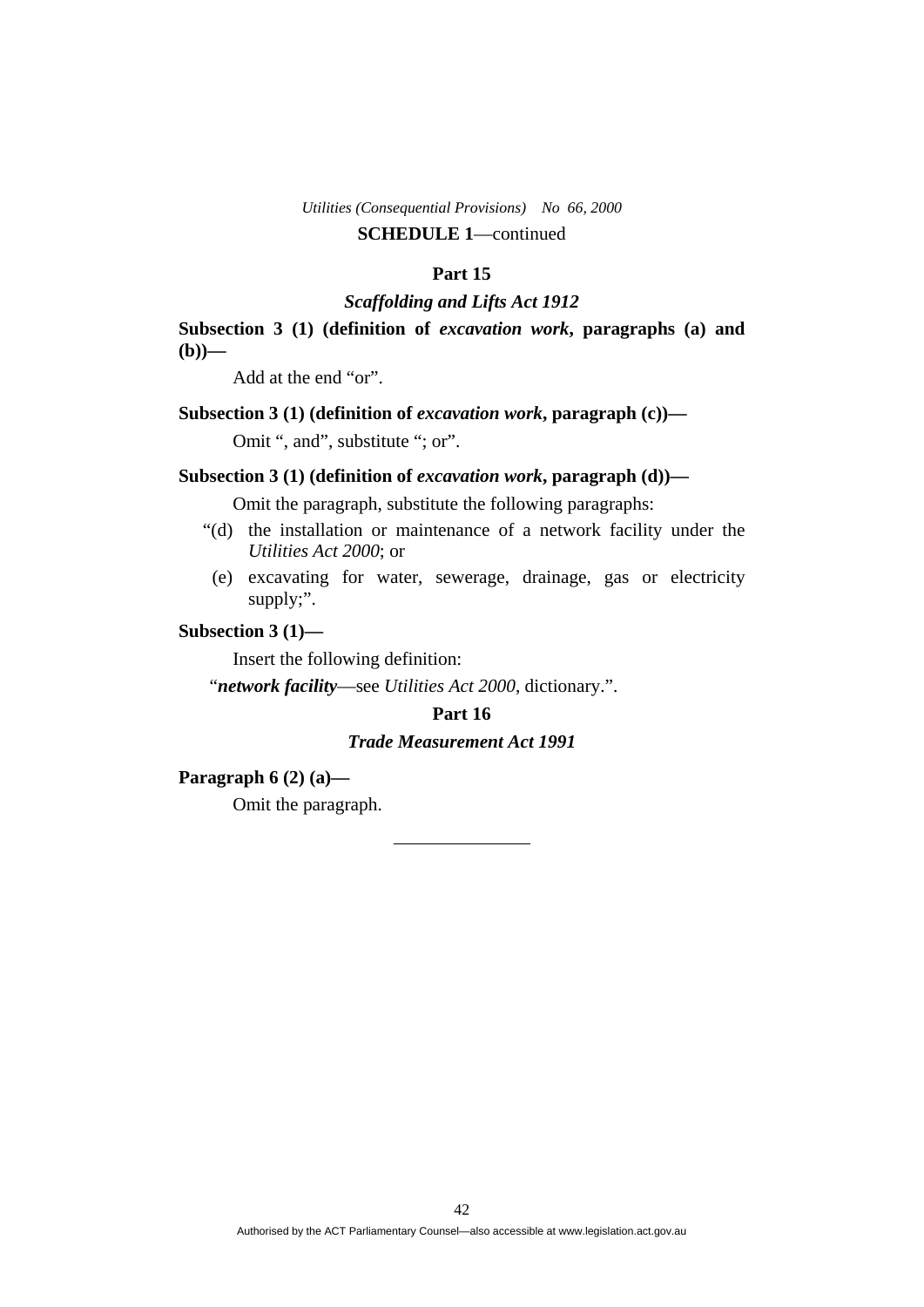**SCHEDULE 1**—continued

## Part 15

### *Scaffolding and Lifts Act 1912*

**Subsection 3 (1) (definition of *excavation work*, paragraphs (a) and (b))—**

Add at the end "or".

**Subsection 3 (1) (definition of *excavation work*, paragraph (c))—**

Omit ", and", substitute "; or".

**Subsection 3 (1) (definition of *excavation work*, paragraph (d))—**

Omit the paragraph, substitute the following paragraphs:

"(d) the installation or maintenance of a network facility under the *Utilities Act 2000*; or

(e) excavating for water, sewerage, drainage, gas or electricity supply;".

**Subsection 3 (1)—**

Insert the following definition:

"***network facility***—see *Utilities Act 2000*, dictionary.".

## Part 16

### *Trade Measurement Act 1991*

**Paragraph 6 (2) (a)—**

Omit the paragraph.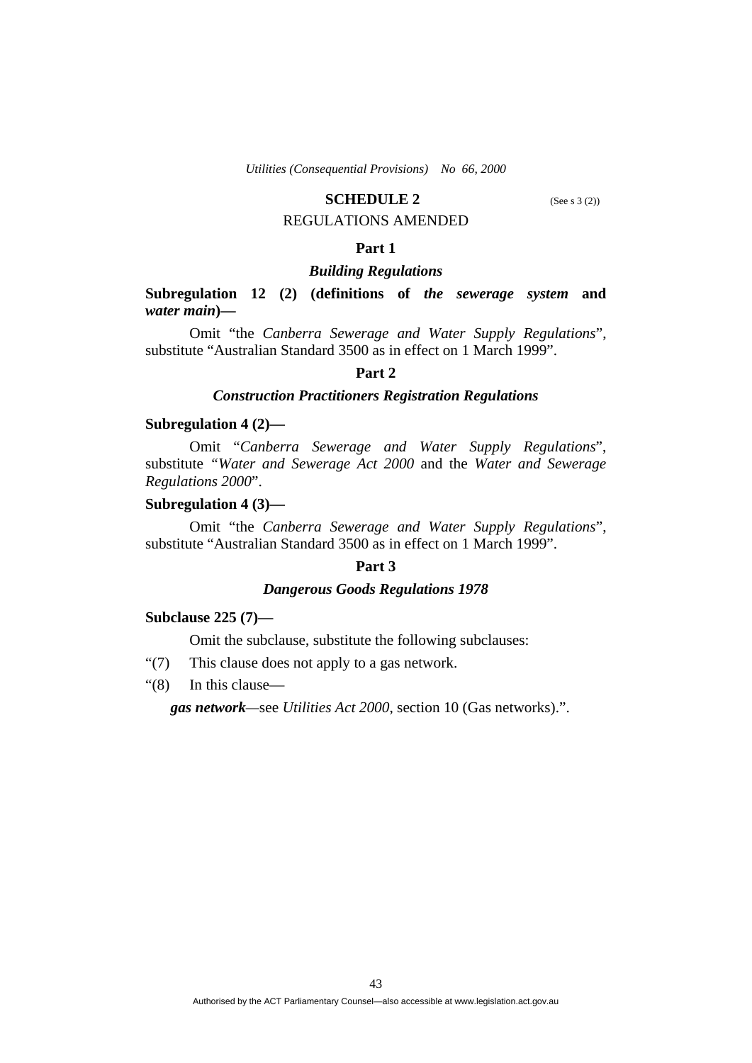## SCHEDULE 2

(See s 3 (2))

REGULATIONS AMENDED

### Part 1

### *Building Regulations*

**Subregulation 12 (2) (definitions of *the sewerage system* and *water main*)—**

Omit "the *Canberra Sewerage and Water Supply Regulations*", substitute "Australian Standard 3500 as in effect on 1 March 1999".

### Part 2

### *Construction Practitioners Registration Regulations*

**Subregulation 4 (2)—**

Omit "*Canberra Sewerage and Water Supply Regulations*", substitute "*Water and Sewerage Act 2000* and the *Water and Sewerage Regulations 2000*".

**Subregulation 4 (3)—**

Omit "the *Canberra Sewerage and Water Supply Regulations*", substitute "Australian Standard 3500 as in effect on 1 March 1999".

### Part 3

### *Dangerous Goods Regulations 1978*

**Subclause 225 (7)—**

Omit the subclause, substitute the following subclauses:

"(7) This clause does not apply to a gas network.

"(8) In this clause—

***gas network***—see *Utilities Act 2000*, section 10 (Gas networks).".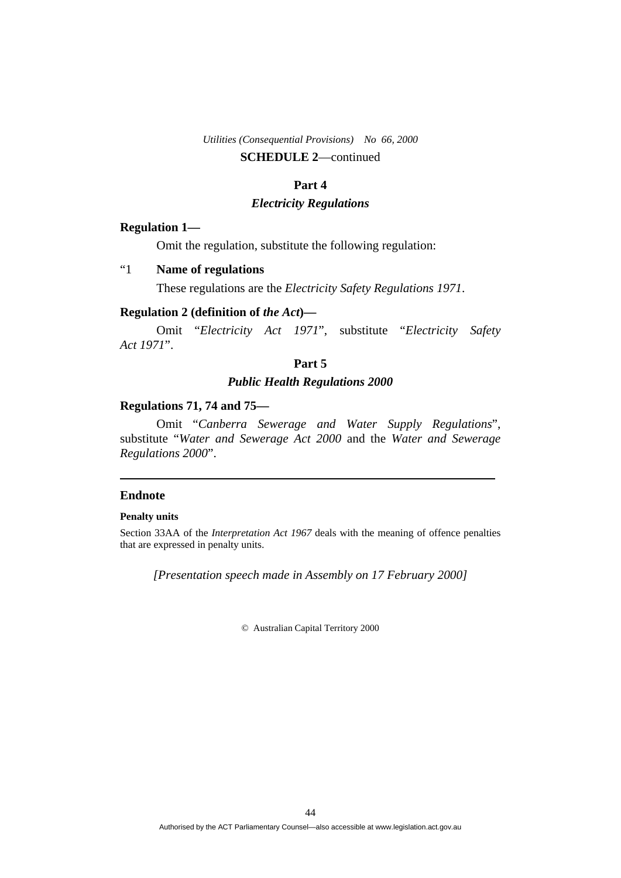**SCHEDULE 2**—continued

## Part 4

### *Electricity Regulations*

**Regulation 1—**

Omit the regulation, substitute the following regulation:

"1 **Name of regulations**

These regulations are the *Electricity Safety Regulations 1971*.

**Regulation 2 (definition of *the Act*)—**

Omit "*Electricity Act 1971*", substitute "*Electricity Safety Act 1971*".

## Part 5

### *Public Health Regulations 2000*

**Regulations 71, 74 and 75—**

Omit "*Canberra Sewerage and Water Supply Regulations*", substitute "*Water and Sewerage Act 2000* and the *Water and Sewerage Regulations 2000*".

---

**Endnote**

**Penalty units**

Section 33AA of the *Interpretation Act 1967* deals with the meaning of offence penalties that are expressed in penalty units.

*[Presentation speech made in Assembly on 17 February 2000]*

© Australian Capital Territory 2000